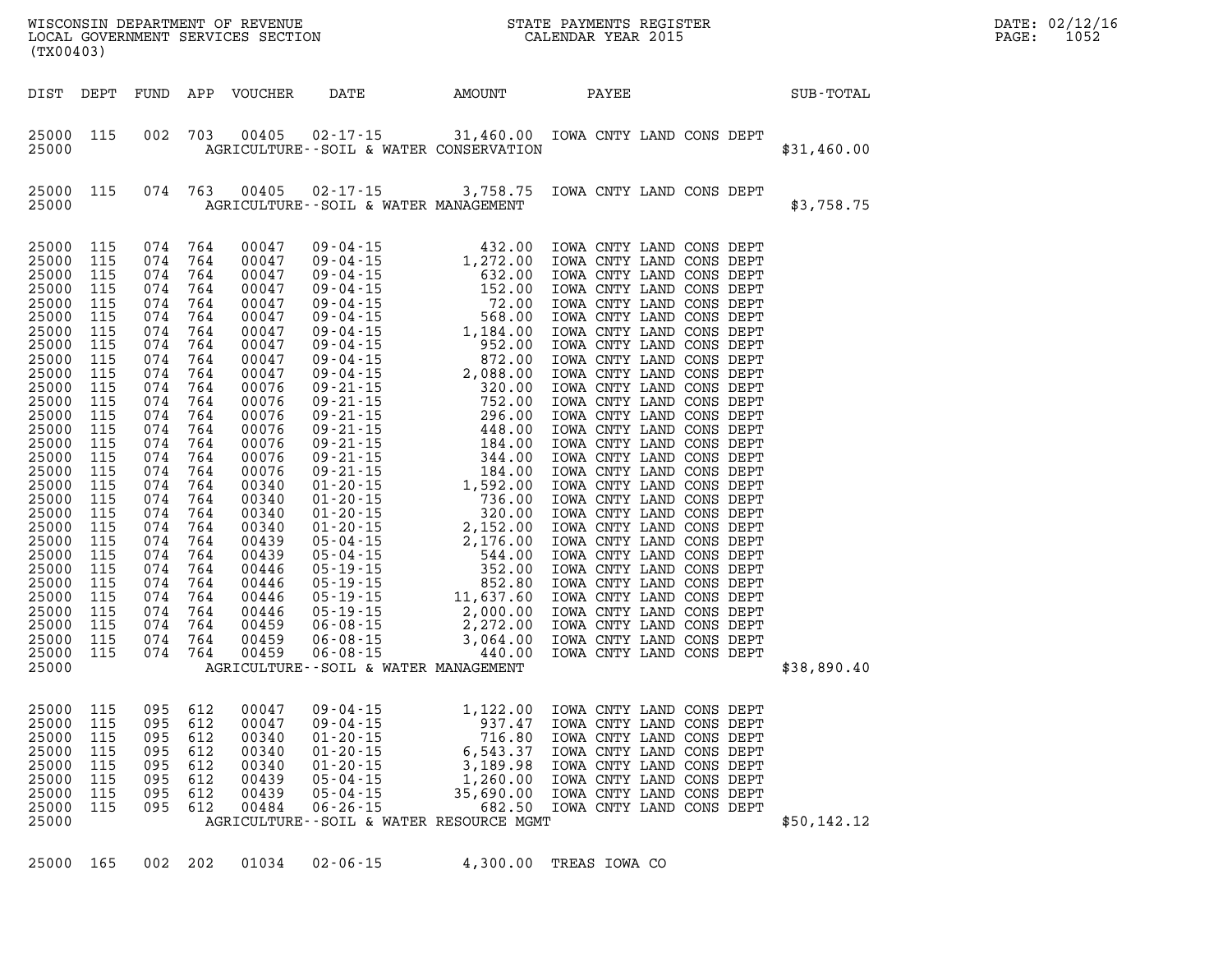WISCONSIN DEPARTMENT OF REVENUE
LOCAL GOVERNMENT SERVICES SECTION
(TX00403)

STATE PAYMENTS REGISTER
CALENDAR YEAR 2015

DATE: 02/12/16
PAGE: 1052

| DIST | DEPT | FUND | APP | VOUCHER | DATE | AMOUNT | PAYEE | SUB-TOTAL |
|---|---|---|---|---|---|---|---|---|
| 25000 | 115 | 002 | 703 | 00405 | 02-17-15 | 31,460.00 | IOWA CNTY LAND CONS DEPT | |
| 25000 | | | | | AGRICULTURE--SOIL & WATER CONSERVATION | | | $31,460.00 |
| 25000 | 115 | 074 | 763 | 00405 | 02-17-15 | 3,758.75 | IOWA CNTY LAND CONS DEPT | |
| 25000 | | | | | AGRICULTURE--SOIL & WATER MANAGEMENT | | | $3,758.75 |
| 25000 | 115 | 074 | 764 | 00047 | 09-04-15 | 432.00 | IOWA CNTY LAND CONS DEPT | |
| 25000 | 115 | 074 | 764 | 00047 | 09-04-15 | 1,272.00 | IOWA CNTY LAND CONS DEPT | |
| 25000 | 115 | 074 | 764 | 00047 | 09-04-15 | 632.00 | IOWA CNTY LAND CONS DEPT | |
| 25000 | 115 | 074 | 764 | 00047 | 09-04-15 | 152.00 | IOWA CNTY LAND CONS DEPT | |
| 25000 | 115 | 074 | 764 | 00047 | 09-04-15 | 72.00 | IOWA CNTY LAND CONS DEPT | |
| 25000 | 115 | 074 | 764 | 00047 | 09-04-15 | 568.00 | IOWA CNTY LAND CONS DEPT | |
| 25000 | 115 | 074 | 764 | 00047 | 09-04-15 | 1,184.00 | IOWA CNTY LAND CONS DEPT | |
| 25000 | 115 | 074 | 764 | 00047 | 09-04-15 | 952.00 | IOWA CNTY LAND CONS DEPT | |
| 25000 | 115 | 074 | 764 | 00047 | 09-04-15 | 872.00 | IOWA CNTY LAND CONS DEPT | |
| 25000 | 115 | 074 | 764 | 00047 | 09-04-15 | 2,088.00 | IOWA CNTY LAND CONS DEPT | |
| 25000 | 115 | 074 | 764 | 00076 | 09-21-15 | 320.00 | IOWA CNTY LAND CONS DEPT | |
| 25000 | 115 | 074 | 764 | 00076 | 09-21-15 | 752.00 | IOWA CNTY LAND CONS DEPT | |
| 25000 | 115 | 074 | 764 | 00076 | 09-21-15 | 296.00 | IOWA CNTY LAND CONS DEPT | |
| 25000 | 115 | 074 | 764 | 00076 | 09-21-15 | 448.00 | IOWA CNTY LAND CONS DEPT | |
| 25000 | 115 | 074 | 764 | 00076 | 09-21-15 | 184.00 | IOWA CNTY LAND CONS DEPT | |
| 25000 | 115 | 074 | 764 | 00076 | 09-21-15 | 344.00 | IOWA CNTY LAND CONS DEPT | |
| 25000 | 115 | 074 | 764 | 00076 | 09-21-15 | 184.00 | IOWA CNTY LAND CONS DEPT | |
| 25000 | 115 | 074 | 764 | 00340 | 01-20-15 | 1,592.00 | IOWA CNTY LAND CONS DEPT | |
| 25000 | 115 | 074 | 764 | 00340 | 01-20-15 | 736.00 | IOWA CNTY LAND CONS DEPT | |
| 25000 | 115 | 074 | 764 | 00340 | 01-20-15 | 320.00 | IOWA CNTY LAND CONS DEPT | |
| 25000 | 115 | 074 | 764 | 00340 | 01-20-15 | 2,152.00 | IOWA CNTY LAND CONS DEPT | |
| 25000 | 115 | 074 | 764 | 00439 | 05-04-15 | 2,176.00 | IOWA CNTY LAND CONS DEPT | |
| 25000 | 115 | 074 | 764 | 00439 | 05-04-15 | 544.00 | IOWA CNTY LAND CONS DEPT | |
| 25000 | 115 | 074 | 764 | 00446 | 05-19-15 | 352.00 | IOWA CNTY LAND CONS DEPT | |
| 25000 | 115 | 074 | 764 | 00446 | 05-19-15 | 852.80 | IOWA CNTY LAND CONS DEPT | |
| 25000 | 115 | 074 | 764 | 00446 | 05-19-15 | 11,637.60 | IOWA CNTY LAND CONS DEPT | |
| 25000 | 115 | 074 | 764 | 00446 | 05-19-15 | 2,000.00 | IOWA CNTY LAND CONS DEPT | |
| 25000 | 115 | 074 | 764 | 00459 | 06-08-15 | 2,272.00 | IOWA CNTY LAND CONS DEPT | |
| 25000 | 115 | 074 | 764 | 00459 | 06-08-15 | 3,064.00 | IOWA CNTY LAND CONS DEPT | |
| 25000 | 115 | 074 | 764 | 00459 | 06-08-15 | 440.00 | IOWA CNTY LAND CONS DEPT | |
| 25000 | | | | | AGRICULTURE--SOIL & WATER MANAGEMENT | | | $38,890.40 |
| 25000 | 115 | 095 | 612 | 00047 | 09-04-15 | 1,122.00 | IOWA CNTY LAND CONS DEPT | |
| 25000 | 115 | 095 | 612 | 00047 | 09-04-15 | 937.47 | IOWA CNTY LAND CONS DEPT | |
| 25000 | 115 | 095 | 612 | 00340 | 01-20-15 | 716.80 | IOWA CNTY LAND CONS DEPT | |
| 25000 | 115 | 095 | 612 | 00340 | 01-20-15 | 6,543.37 | IOWA CNTY LAND CONS DEPT | |
| 25000 | 115 | 095 | 612 | 00340 | 01-20-15 | 3,189.98 | IOWA CNTY LAND CONS DEPT | |
| 25000 | 115 | 095 | 612 | 00439 | 05-04-15 | 1,260.00 | IOWA CNTY LAND CONS DEPT | |
| 25000 | 115 | 095 | 612 | 00439 | 05-04-15 | 35,690.00 | IOWA CNTY LAND CONS DEPT | |
| 25000 | 115 | 095 | 612 | 00484 | 06-26-15 | 682.50 | IOWA CNTY LAND CONS DEPT | |
| 25000 | | | | | AGRICULTURE--SOIL & WATER RESOURCE MGMT | | | $50,142.12 |
| 25000 | 165 | 002 | 202 | 01034 | 02-06-15 | 4,300.00 | TREAS IOWA CO | |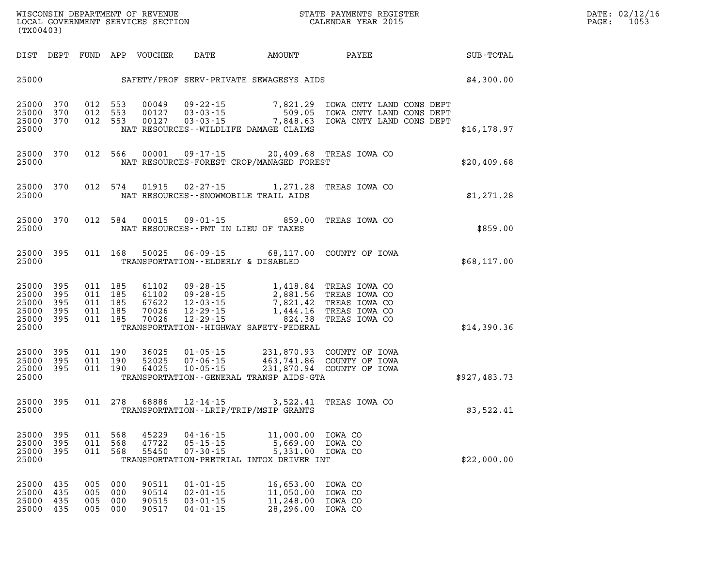| DIST | DEPT | FUND | APP | VOUCHER | DATE | AMOUNT | PAYEE | SUB-TOTAL |
|---|---|---|---|---|---|---|---|---|
| 25000 | | | | | | SAFETY/PROF SERV-PRIVATE SEWAGESYS AIDS | | $4,300.00 |
| 25000 | 370 | 012 | 553 | 00049 | 09-22-15 | 7,821.29 | IOWA CNTY LAND CONS DEPT | |
| 25000 | 370 | 012 | 553 | 00127 | 03-03-15 | 509.05 | IOWA CNTY LAND CONS DEPT | |
| 25000 | 370 | 012 | 553 | 00127 | 03-03-15 | 7,848.63 | IOWA CNTY LAND CONS DEPT | |
| 25000 | | | | | | NAT RESOURCES--WILDLIFE DAMAGE CLAIMS | | $16,178.97 |
| 25000 | 370 | 012 | 566 | 00001 | 09-17-15 | 20,409.68 | TREAS IOWA CO | |
| 25000 | | | | | | NAT RESOURCES-FOREST CROP/MANAGED FOREST | | $20,409.68 |
| 25000 | 370 | 012 | 574 | 01915 | 02-27-15 | 1,271.28 | TREAS IOWA CO | |
| 25000 | | | | | | NAT RESOURCES--SNOWMOBILE TRAIL AIDS | | $1,271.28 |
| 25000 | 370 | 012 | 584 | 00015 | 09-01-15 | 859.00 | TREAS IOWA CO | |
| 25000 | | | | | | NAT RESOURCES--PMT IN LIEU OF TAXES | | $859.00 |
| 25000 | 395 | 011 | 168 | 50025 | 06-09-15 | 68,117.00 | COUNTY OF IOWA | |
| 25000 | | | | | | TRANSPORTATION--ELDERLY & DISABLED | | $68,117.00 |
| 25000 | 395 | 011 | 185 | 61102 | 09-28-15 | 1,418.84 | TREAS IOWA CO | |
| 25000 | 395 | 011 | 185 | 61102 | 09-28-15 | 2,881.56 | TREAS IOWA CO | |
| 25000 | 395 | 011 | 185 | 67622 | 12-03-15 | 7,821.42 | TREAS IOWA CO | |
| 25000 | 395 | 011 | 185 | 70026 | 12-29-15 | 1,444.16 | TREAS IOWA CO | |
| 25000 | 395 | 011 | 185 | 70026 | 12-29-15 | 824.38 | TREAS IOWA CO | |
| 25000 | | | | | | TRANSPORTATION--HIGHWAY SAFETY-FEDERAL | | $14,390.36 |
| 25000 | 395 | 011 | 190 | 36025 | 01-05-15 | 231,870.93 | COUNTY OF IOWA | |
| 25000 | 395 | 011 | 190 | 52025 | 07-06-15 | 463,741.86 | COUNTY OF IOWA | |
| 25000 | 395 | 011 | 190 | 64025 | 10-05-15 | 231,870.94 | COUNTY OF IOWA | |
| 25000 | | | | | | TRANSPORTATION--GENERAL TRANSP AIDS-GTA | | $927,483.73 |
| 25000 | 395 | 011 | 278 | 68886 | 12-14-15 | 3,522.41 | TREAS IOWA CO | |
| 25000 | | | | | | TRANSPORTATION--LRIP/TRIP/MSIP GRANTS | | $3,522.41 |
| 25000 | 395 | 011 | 568 | 45229 | 04-16-15 | 11,000.00 | IOWA CO | |
| 25000 | 395 | 011 | 568 | 47722 | 05-15-15 | 5,669.00 | IOWA CO | |
| 25000 | 395 | 011 | 568 | 55450 | 07-30-15 | 5,331.00 | IOWA CO | |
| 25000 | | | | | | TRANSPORTATION-PRETRIAL INTOX DRIVER INT | | $22,000.00 |
| 25000 | 435 | 005 | 000 | 90511 | 01-01-15 | 16,653.00 | IOWA CO | |
| 25000 | 435 | 005 | 000 | 90514 | 02-01-15 | 11,050.00 | IOWA CO | |
| 25000 | 435 | 005 | 000 | 90515 | 03-01-15 | 11,248.00 | IOWA CO | |
| 25000 | 435 | 005 | 000 | 90517 | 04-01-15 | 28,296.00 | IOWA CO | |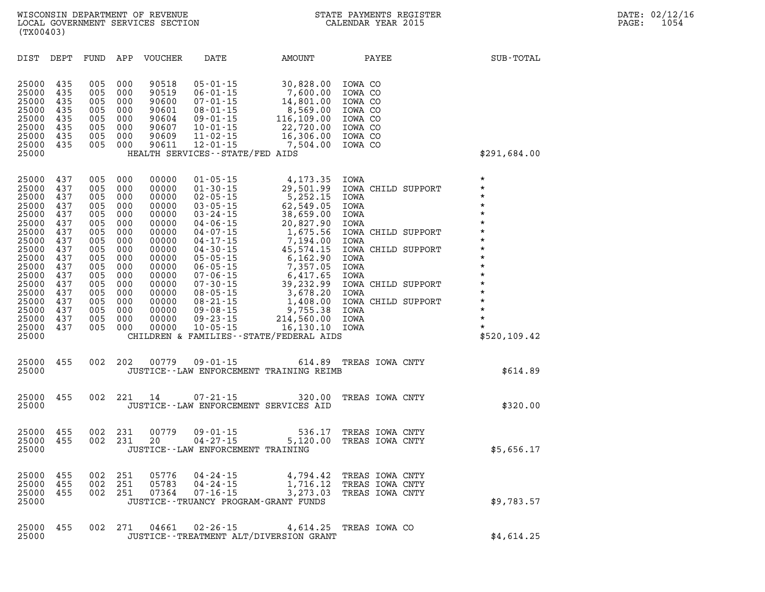WISCONSIN DEPARTMENT OF REVENUE
LOCAL GOVERNMENT SERVICES SECTION
(TX00403)

STATE PAYMENTS REGISTER
CALENDAR YEAR 2015

DATE: 02/12/16

| DIST | DEPT | FUND | APP | VOUCHER | DATE | AMOUNT | PAYEE | SUB-TOTAL |
|---|---|---|---|---|---|---|---|---|
| 25000 | 435 | 005 | 000 | 90518 | 05-01-15 | 30,828.00 | IOWA CO | |
| 25000 | 435 | 005 | 000 | 90519 | 06-01-15 | 7,600.00 | IOWA CO | |
| 25000 | 435 | 005 | 000 | 90600 | 07-01-15 | 14,801.00 | IOWA CO | |
| 25000 | 435 | 005 | 000 | 90601 | 08-01-15 | 8,569.00 | IOWA CO | |
| 25000 | 435 | 005 | 000 | 90604 | 09-01-15 | 116,109.00 | IOWA CO | |
| 25000 | 435 | 005 | 000 | 90607 | 10-01-15 | 22,720.00 | IOWA CO | |
| 25000 | 435 | 005 | 000 | 90609 | 11-02-15 | 16,306.00 | IOWA CO | |
| 25000 | 435 | 005 | 000 | 90611 | 12-01-15 | 7,504.00 | IOWA CO | |
| 25000 | | | | | HEALTH SERVICES--STATE/FED AIDS | | | $291,684.00 |
| 25000 | 437 | 005 | 000 | 00000 | 01-05-15 | 4,173.35 | IOWA | * |
| 25000 | 437 | 005 | 000 | 00000 | 01-30-15 | 29,501.99 | IOWA CHILD SUPPORT | * |
| 25000 | 437 | 005 | 000 | 00000 | 02-05-15 | 5,252.15 | IOWA | * |
| 25000 | 437 | 005 | 000 | 00000 | 03-05-15 | 62,549.05 | IOWA | * |
| 25000 | 437 | 005 | 000 | 00000 | 03-24-15 | 38,659.00 | IOWA | * |
| 25000 | 437 | 005 | 000 | 00000 | 04-06-15 | 20,827.90 | IOWA | * |
| 25000 | 437 | 005 | 000 | 00000 | 04-07-15 | 1,675.56 | IOWA CHILD SUPPORT | * |
| 25000 | 437 | 005 | 000 | 00000 | 04-17-15 | 7,194.00 | IOWA | * |
| 25000 | 437 | 005 | 000 | 00000 | 04-30-15 | 45,574.15 | IOWA CHILD SUPPORT | * |
| 25000 | 437 | 005 | 000 | 00000 | 05-05-15 | 6,162.90 | IOWA | * |
| 25000 | 437 | 005 | 000 | 00000 | 06-05-15 | 7,357.05 | IOWA | * |
| 25000 | 437 | 005 | 000 | 00000 | 07-06-15 | 6,417.65 | IOWA | * |
| 25000 | 437 | 005 | 000 | 00000 | 07-30-15 | 39,232.99 | IOWA CHILD SUPPORT | * |
| 25000 | 437 | 005 | 000 | 00000 | 08-05-15 | 3,678.20 | IOWA | * |
| 25000 | 437 | 005 | 000 | 00000 | 08-21-15 | 1,408.00 | IOWA CHILD SUPPORT | * |
| 25000 | 437 | 005 | 000 | 00000 | 09-08-15 | 9,755.38 | IOWA | * |
| 25000 | 437 | 005 | 000 | 00000 | 09-23-15 | 214,560.00 | IOWA | * |
| 25000 | 437 | 005 | 000 | 00000 | 10-05-15 | 16,130.10 | IOWA | * |
| 25000 | | | | | CHILDREN & FAMILIES--STATE/FEDERAL AIDS | | | $520,109.42 |
| 25000 | 455 | 002 | 202 | 00779 | 09-01-15 | 614.89 | TREAS IOWA CNTY | |
| 25000 | | | | | JUSTICE--LAW ENFORCEMENT TRAINING REIMB | | | $614.89 |
| 25000 | 455 | 002 | 221 | 14 | 07-21-15 | 320.00 | TREAS IOWA CNTY | |
| 25000 | | | | | JUSTICE--LAW ENFORCEMENT SERVICES AID | | | $320.00 |
| 25000 | 455 | 002 | 231 | 00779 | 09-01-15 | 536.17 | TREAS IOWA CNTY | |
| 25000 | 455 | 002 | 231 | 20 | 04-27-15 | 5,120.00 | TREAS IOWA CNTY | |
| 25000 | | | | | JUSTICE--LAW ENFORCEMENT TRAINING | | | $5,656.17 |
| 25000 | 455 | 002 | 251 | 05776 | 04-24-15 | 4,794.42 | TREAS IOWA CNTY | |
| 25000 | 455 | 002 | 251 | 05783 | 04-24-15 | 1,716.12 | TREAS IOWA CNTY | |
| 25000 | 455 | 002 | 251 | 07364 | 07-16-15 | 3,273.03 | TREAS IOWA CNTY | |
| 25000 | | | | | JUSTICE--TRUANCY PROGRAM-GRANT FUNDS | | | $9,783.57 |
| 25000 | 455 | 002 | 271 | 04661 | 02-26-15 | 4,614.25 | TREAS IOWA CO | |
| 25000 | | | | | JUSTICE--TREATMENT ALT/DIVERSION GRANT | | | $4,614.25 |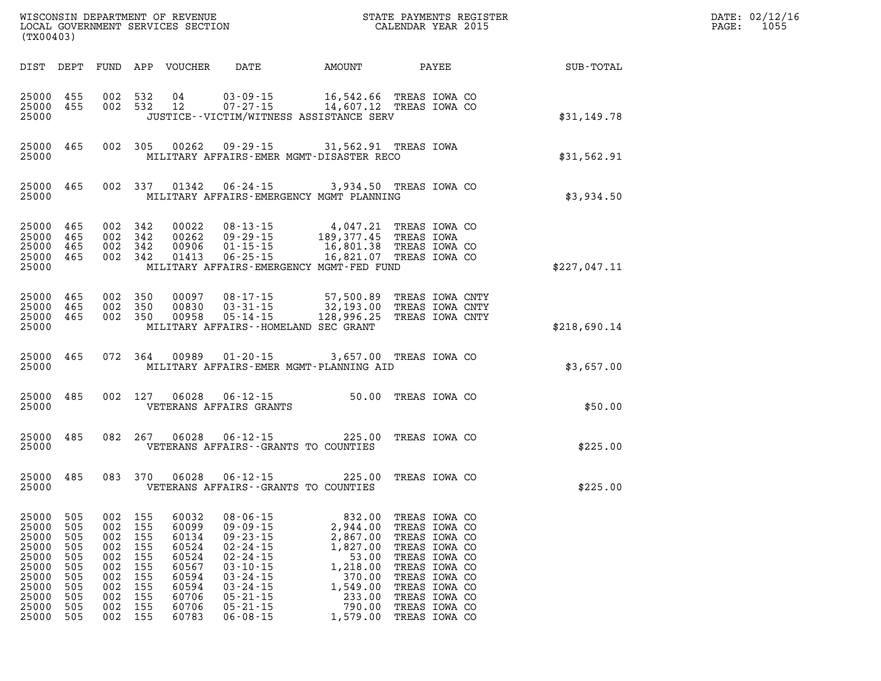WISCONSIN DEPARTMENT OF REVENUE
LOCAL GOVERNMENT SERVICES SECTION
(TX00403)

STATE PAYMENTS REGISTER
CALENDAR YEAR 2015

DATE: 02/12/16
PAGE: 1055

| DIST | DEPT | FUND | APP | VOUCHER | DATE | AMOUNT | PAYEE | SUB-TOTAL |
|---|---|---|---|---|---|---|---|---|
| 25000 | 455 | 002 | 532 | 04 | 03-09-15 | 16,542.66 | TREAS IOWA CO | |
| 25000 | 455 | 002 | 532 | 12 | 07-27-15 | 14,607.12 | TREAS IOWA CO | |
| 25000 | | | | | JUSTICE--VICTIM/WITNESS ASSISTANCE SERV | | | $31,149.78 |
| 25000 | 465 | 002 | 305 | 00262 | 09-29-15 | 31,562.91 | TREAS IOWA | |
| 25000 | | | | | MILITARY AFFAIRS-EMER MGMT-DISASTER RECO | | | $31,562.91 |
| 25000 | 465 | 002 | 337 | 01342 | 06-24-15 | 3,934.50 | TREAS IOWA CO | |
| 25000 | | | | | MILITARY AFFAIRS-EMERGENCY MGMT PLANNING | | | $3,934.50 |
| 25000 | 465 | 002 | 342 | 00022 | 08-13-15 | 4,047.21 | TREAS IOWA CO | |
| 25000 | 465 | 002 | 342 | 00262 | 09-29-15 | 189,377.45 | TREAS IOWA | |
| 25000 | 465 | 002 | 342 | 00906 | 01-15-15 | 16,801.38 | TREAS IOWA CO | |
| 25000 | 465 | 002 | 342 | 01413 | 06-25-15 | 16,821.07 | TREAS IOWA CO | |
| 25000 | | | | | MILITARY AFFAIRS-EMERGENCY MGMT-FED FUND | | | $227,047.11 |
| 25000 | 465 | 002 | 350 | 00097 | 08-17-15 | 57,500.89 | TREAS IOWA CNTY | |
| 25000 | 465 | 002 | 350 | 00830 | 03-31-15 | 32,193.00 | TREAS IOWA CNTY | |
| 25000 | 465 | 002 | 350 | 00958 | 05-14-15 | 128,996.25 | TREAS IOWA CNTY | |
| 25000 | | | | | MILITARY AFFAIRS--HOMELAND SEC GRANT | | | $218,690.14 |
| 25000 | 465 | 072 | 364 | 00989 | 01-20-15 | 3,657.00 | TREAS IOWA CO | |
| 25000 | | | | | MILITARY AFFAIRS-EMER MGMT-PLANNING AID | | | $3,657.00 |
| 25000 | 485 | 002 | 127 | 06028 | 06-12-15 | 50.00 | TREAS IOWA CO | |
| 25000 | | | | | VETERANS AFFAIRS GRANTS | | | $50.00 |
| 25000 | 485 | 082 | 267 | 06028 | 06-12-15 | 225.00 | TREAS IOWA CO | |
| 25000 | | | | | VETERANS AFFAIRS--GRANTS TO COUNTIES | | | $225.00 |
| 25000 | 485 | 083 | 370 | 06028 | 06-12-15 | 225.00 | TREAS IOWA CO | |
| 25000 | | | | | VETERANS AFFAIRS--GRANTS TO COUNTIES | | | $225.00 |
| 25000 | 505 | 002 | 155 | 60032 | 08-06-15 | 832.00 | TREAS IOWA CO | |
| 25000 | 505 | 002 | 155 | 60099 | 09-09-15 | 2,944.00 | TREAS IOWA CO | |
| 25000 | 505 | 002 | 155 | 60134 | 09-23-15 | 2,867.00 | TREAS IOWA CO | |
| 25000 | 505 | 002 | 155 | 60524 | 02-24-15 | 1,827.00 | TREAS IOWA CO | |
| 25000 | 505 | 002 | 155 | 60524 | 02-24-15 | 53.00 | TREAS IOWA CO | |
| 25000 | 505 | 002 | 155 | 60567 | 03-10-15 | 1,218.00 | TREAS IOWA CO | |
| 25000 | 505 | 002 | 155 | 60594 | 03-24-15 | 370.00 | TREAS IOWA CO | |
| 25000 | 505 | 002 | 155 | 60594 | 03-24-15 | 1,549.00 | TREAS IOWA CO | |
| 25000 | 505 | 002 | 155 | 60706 | 05-21-15 | 233.00 | TREAS IOWA CO | |
| 25000 | 505 | 002 | 155 | 60706 | 05-21-15 | 790.00 | TREAS IOWA CO | |
| 25000 | 505 | 002 | 155 | 60783 | 06-08-15 | 1,579.00 | TREAS IOWA CO | |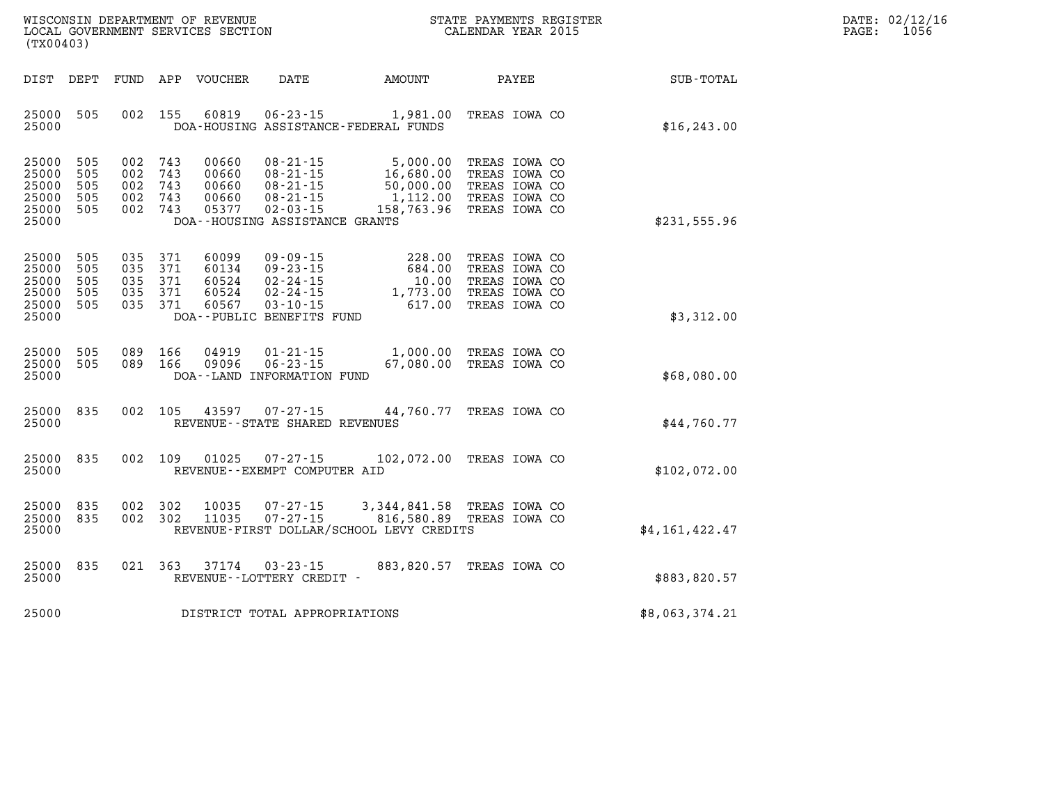WISCONSIN DEPARTMENT OF REVENUE
LOCAL GOVERNMENT SERVICES SECTION
(TX00403)

STATE PAYMENTS REGISTER
CALENDAR YEAR 2015

DATE: 02/12/16
PAGE: 1056

| DIST | DEPT | FUND | APP | VOUCHER | DATE | AMOUNT | PAYEE | SUB-TOTAL |
|---|---|---|---|---|---|---|---|---|
| 25000 | 505 | 002 | 155 | 60819 | 06-23-15 | 1,981.00 | TREAS IOWA CO | |
| 25000 | | | | | DOA-HOUSING ASSISTANCE-FEDERAL FUNDS | | | $16,243.00 |
| 25000 | 505 | 002 | 743 | 00660 | 08-21-15 | 5,000.00 | TREAS IOWA CO | |
| 25000 | 505 | 002 | 743 | 00660 | 08-21-15 | 16,680.00 | TREAS IOWA CO | |
| 25000 | 505 | 002 | 743 | 00660 | 08-21-15 | 50,000.00 | TREAS IOWA CO | |
| 25000 | 505 | 002 | 743 | 00660 | 08-21-15 | 1,112.00 | TREAS IOWA CO | |
| 25000 | 505 | 002 | 743 | 05377 | 02-03-15 | 158,763.96 | TREAS IOWA CO | |
| 25000 | | | | | DOA--HOUSING ASSISTANCE GRANTS | | | $231,555.96 |
| 25000 | 505 | 035 | 371 | 60099 | 09-09-15 | 228.00 | TREAS IOWA CO | |
| 25000 | 505 | 035 | 371 | 60134 | 09-23-15 | 684.00 | TREAS IOWA CO | |
| 25000 | 505 | 035 | 371 | 60524 | 02-24-15 | 10.00 | TREAS IOWA CO | |
| 25000 | 505 | 035 | 371 | 60524 | 02-24-15 | 1,773.00 | TREAS IOWA CO | |
| 25000 | 505 | 035 | 371 | 60567 | 03-10-15 | 617.00 | TREAS IOWA CO | |
| 25000 | | | | | DOA--PUBLIC BENEFITS FUND | | | $3,312.00 |
| 25000 | 505 | 089 | 166 | 04919 | 01-21-15 | 1,000.00 | TREAS IOWA CO | |
| 25000 | 505 | 089 | 166 | 09096 | 06-23-15 | 67,080.00 | TREAS IOWA CO | |
| 25000 | | | | | DOA--LAND INFORMATION FUND | | | $68,080.00 |
| 25000 | 835 | 002 | 105 | 43597 | 07-27-15 | 44,760.77 | TREAS IOWA CO | |
| 25000 | | | | | REVENUE--STATE SHARED REVENUES | | | $44,760.77 |
| 25000 | 835 | 002 | 109 | 01025 | 07-27-15 | 102,072.00 | TREAS IOWA CO | |
| 25000 | | | | | REVENUE--EXEMPT COMPUTER AID | | | $102,072.00 |
| 25000 | 835 | 002 | 302 | 10035 | 07-27-15 | 3,344,841.58 | TREAS IOWA CO | |
| 25000 | 835 | 002 | 302 | 11035 | 07-27-15 | 816,580.89 | TREAS IOWA CO | |
| 25000 | | | | | REVENUE-FIRST DOLLAR/SCHOOL LEVY CREDITS | | | $4,161,422.47 |
| 25000 | 835 | 021 | 363 | 37174 | 03-23-15 | 883,820.57 | TREAS IOWA CO | |
| 25000 | | | | | REVENUE--LOTTERY CREDIT - | | | $883,820.57 |
| 25000 | | | | | DISTRICT TOTAL APPROPRIATIONS | | | $8,063,374.21 |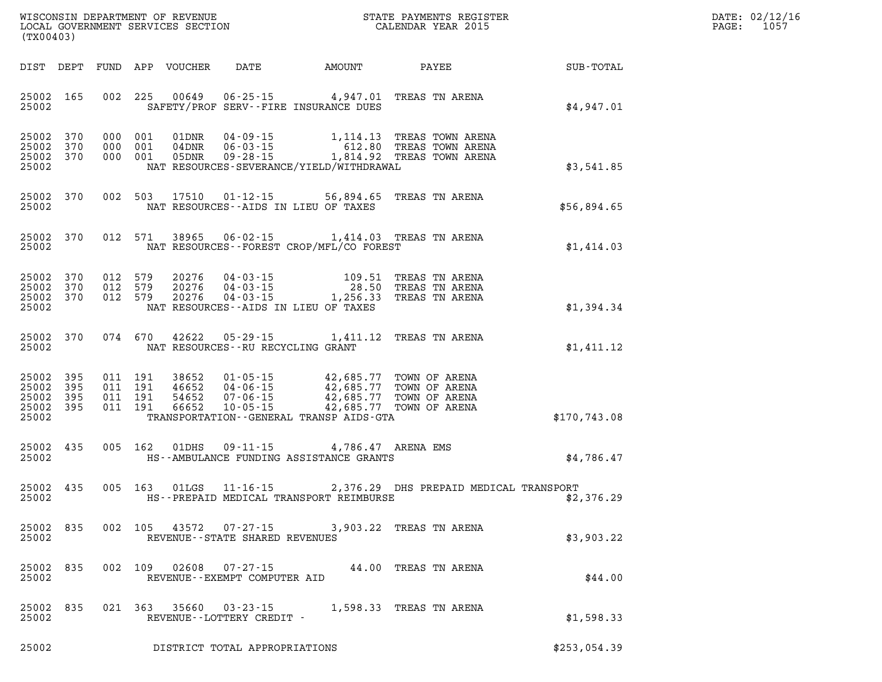WISCONSIN DEPARTMENT OF REVENUE
LOCAL GOVERNMENT SERVICES SECTION
(TX00403)

STATE PAYMENTS REGISTER
CALENDAR YEAR 2015

DATE: 02/12/16
PAGE: 1057

| DIST | DEPT | FUND | APP | VOUCHER | DATE | AMOUNT | PAYEE | SUB-TOTAL |
|---|---|---|---|---|---|---|---|---|
| 25002 | 165 | 002 | 225 | 00649 | 06-25-15 | 4,947.01 | TREAS TN ARENA | |
| 25002 | | | | SAFETY/PROF SERV--FIRE INSURANCE DUES | | | | $4,947.01 |
| 25002 | 370 | 000 | 001 | 01DNR | 04-09-15 | 1,114.13 | TREAS TOWN ARENA | |
| 25002 | 370 | 000 | 001 | 04DNR | 06-03-15 | 612.80 | TREAS TOWN ARENA | |
| 25002 | 370 | 000 | 001 | 05DNR | 09-28-15 | 1,814.92 | TREAS TOWN ARENA | |
| 25002 | | | | NAT RESOURCES-SEVERANCE/YIELD/WITHDRAWAL | | | | $3,541.85 |
| 25002 | 370 | 002 | 503 | 17510 | 01-12-15 | 56,894.65 | TREAS TN ARENA | |
| 25002 | | | | NAT RESOURCES--AIDS IN LIEU OF TAXES | | | | $56,894.65 |
| 25002 | 370 | 012 | 571 | 38965 | 06-02-15 | 1,414.03 | TREAS TN ARENA | |
| 25002 | | | | NAT RESOURCES--FOREST CROP/MFL/CO FOREST | | | | $1,414.03 |
| 25002 | 370 | 012 | 579 | 20276 | 04-03-15 | 109.51 | TREAS TN ARENA | |
| 25002 | 370 | 012 | 579 | 20276 | 04-03-15 | 28.50 | TREAS TN ARENA | |
| 25002 | 370 | 012 | 579 | 20276 | 04-03-15 | 1,256.33 | TREAS TN ARENA | |
| 25002 | | | | NAT RESOURCES--AIDS IN LIEU OF TAXES | | | | $1,394.34 |
| 25002 | 370 | 074 | 670 | 42622 | 05-29-15 | 1,411.12 | TREAS TN ARENA | |
| 25002 | | | | NAT RESOURCES--RU RECYCLING GRANT | | | | $1,411.12 |
| 25002 | 395 | 011 | 191 | 38652 | 01-05-15 | 42,685.77 | TOWN OF ARENA | |
| 25002 | 395 | 011 | 191 | 46652 | 04-06-15 | 42,685.77 | TOWN OF ARENA | |
| 25002 | 395 | 011 | 191 | 54652 | 07-06-15 | 42,685.77 | TOWN OF ARENA | |
| 25002 | 395 | 011 | 191 | 66652 | 10-05-15 | 42,685.77 | TOWN OF ARENA | |
| 25002 | | | | TRANSPORTATION--GENERAL TRANSP AIDS-GTA | | | | $170,743.08 |
| 25002 | 435 | 005 | 162 | 01DHS | 09-11-15 | 4,786.47 | ARENA EMS | |
| 25002 | | | | HS--AMBULANCE FUNDING ASSISTANCE GRANTS | | | | $4,786.47 |
| 25002 | 435 | 005 | 163 | 01LGS | 11-16-15 | 2,376.29 | DHS PREPAID MEDICAL TRANSPORT | |
| 25002 | | | | HS--PREPAID MEDICAL TRANSPORT REIMBURSE | | | | $2,376.29 |
| 25002 | 835 | 002 | 105 | 43572 | 07-27-15 | 3,903.22 | TREAS TN ARENA | |
| 25002 | | | | REVENUE--STATE SHARED REVENUES | | | | $3,903.22 |
| 25002 | 835 | 002 | 109 | 02608 | 07-27-15 | 44.00 | TREAS TN ARENA | |
| 25002 | | | | REVENUE--EXEMPT COMPUTER AID | | | | $44.00 |
| 25002 | 835 | 021 | 363 | 35660 | 03-23-15 | 1,598.33 | TREAS TN ARENA | |
| 25002 | | | | REVENUE--LOTTERY CREDIT - | | | | $1,598.33 |
| 25002 | | | | DISTRICT TOTAL APPROPRIATIONS | | | | $253,054.39 |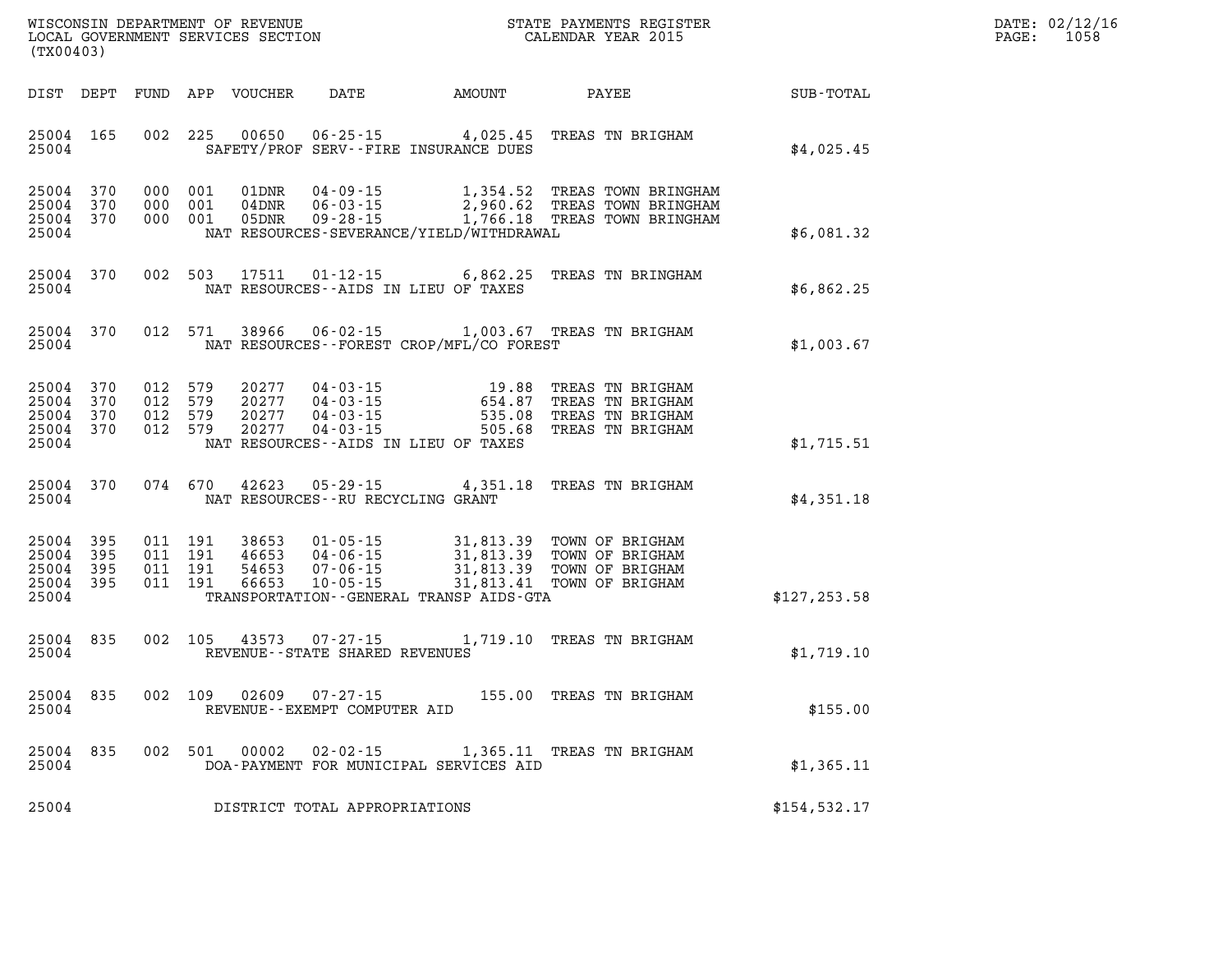WISCONSIN DEPARTMENT OF REVENUE
LOCAL GOVERNMENT SERVICES SECTION
(TX00403)

STATE PAYMENTS REGISTER
CALENDAR YEAR 2015

| DIST | DEPT | FUND | APP | VOUCHER | DATE | AMOUNT | PAYEE | SUB-TOTAL |
|---|---|---|---|---|---|---|---|---|
| 25004 | 165 | 002 | 225 | 00650 | 06-25-15 | 4,025.45 | TREAS TN BRIGHAM | |
| 25004 | | | | | SAFETY/PROF SERV--FIRE INSURANCE DUES | | | $4,025.45 |
| 25004 | 370 | 000 | 001 | 01DNR | 04-09-15 | 1,354.52 | TREAS TOWN BRINGHAM | |
| 25004 | 370 | 000 | 001 | 04DNR | 06-03-15 | 2,960.62 | TREAS TOWN BRINGHAM | |
| 25004 | 370 | 000 | 001 | 05DNR | 09-28-15 | 1,766.18 | TREAS TOWN BRINGHAM | |
| 25004 | | | | | NAT RESOURCES-SEVERANCE/YIELD/WITHDRAWAL | | | $6,081.32 |
| 25004 | 370 | 002 | 503 | 17511 | 01-12-15 | 6,862.25 | TREAS TN BRINGHAM | |
| 25004 | | | | | NAT RESOURCES--AIDS IN LIEU OF TAXES | | | $6,862.25 |
| 25004 | 370 | 012 | 571 | 38966 | 06-02-15 | 1,003.67 | TREAS TN BRIGHAM | |
| 25004 | | | | | NAT RESOURCES--FOREST CROP/MFL/CO FOREST | | | $1,003.67 |
| 25004 | 370 | 012 | 579 | 20277 | 04-03-15 | 19.88 | TREAS TN BRIGHAM | |
| 25004 | 370 | 012 | 579 | 20277 | 04-03-15 | 654.87 | TREAS TN BRIGHAM | |
| 25004 | 370 | 012 | 579 | 20277 | 04-03-15 | 535.08 | TREAS TN BRIGHAM | |
| 25004 | 370 | 012 | 579 | 20277 | 04-03-15 | 505.68 | TREAS TN BRIGHAM | |
| 25004 | | | | | NAT RESOURCES--AIDS IN LIEU OF TAXES | | | $1,715.51 |
| 25004 | 370 | 074 | 670 | 42623 | 05-29-15 | 4,351.18 | TREAS TN BRIGHAM | |
| 25004 | | | | | NAT RESOURCES--RU RECYCLING GRANT | | | $4,351.18 |
| 25004 | 395 | 011 | 191 | 38653 | 01-05-15 | 31,813.39 | TOWN OF BRIGHAM | |
| 25004 | 395 | 011 | 191 | 46653 | 04-06-15 | 31,813.39 | TOWN OF BRIGHAM | |
| 25004 | 395 | 011 | 191 | 54653 | 07-06-15 | 31,813.39 | TOWN OF BRIGHAM | |
| 25004 | 395 | 011 | 191 | 66653 | 10-05-15 | 31,813.41 | TOWN OF BRIGHAM | |
| 25004 | | | | | TRANSPORTATION--GENERAL TRANSP AIDS-GTA | | | $127,253.58 |
| 25004 | 835 | 002 | 105 | 43573 | 07-27-15 | 1,719.10 | TREAS TN BRIGHAM | |
| 25004 | | | | | REVENUE--STATE SHARED REVENUES | | | $1,719.10 |
| 25004 | 835 | 002 | 109 | 02609 | 07-27-15 | 155.00 | TREAS TN BRIGHAM | |
| 25004 | | | | | REVENUE--EXEMPT COMPUTER AID | | | $155.00 |
| 25004 | 835 | 002 | 501 | 00002 | 02-02-15 | 1,365.11 | TREAS TN BRIGHAM | |
| 25004 | | | | | DOA-PAYMENT FOR MUNICIPAL SERVICES AID | | | $1,365.11 |
| 25004 | | | | | DISTRICT TOTAL APPROPRIATIONS | | | $154,532.17 |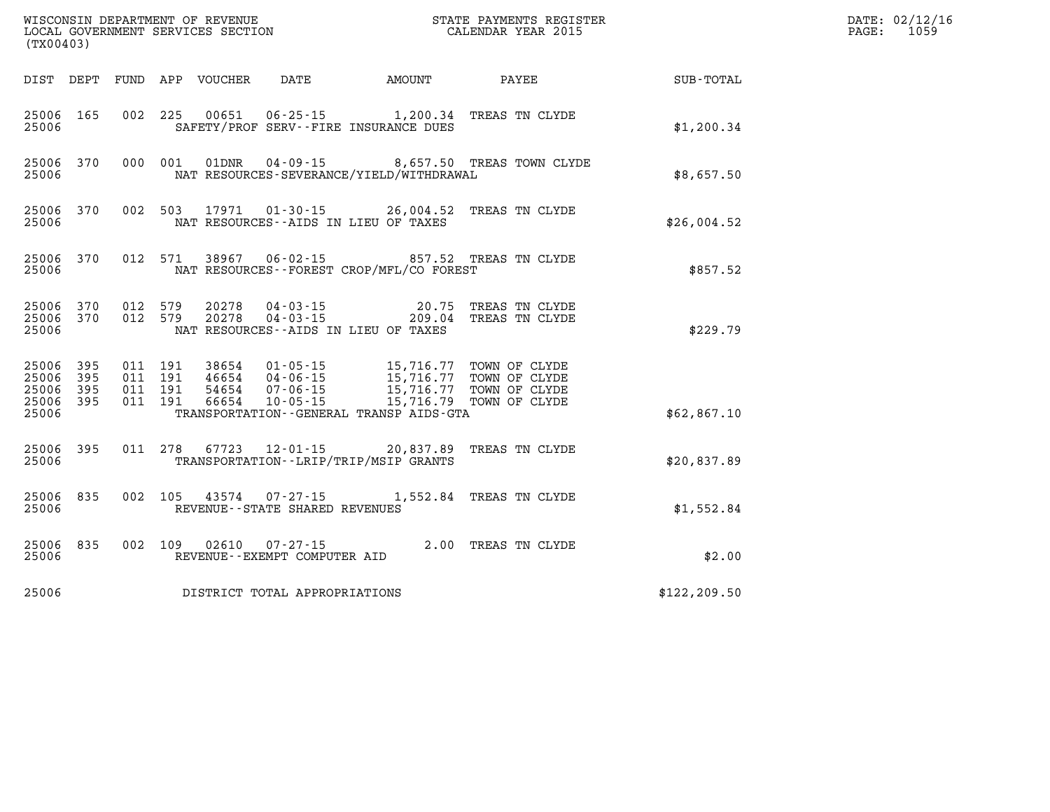WISCONSIN DEPARTMENT OF REVENUE
LOCAL GOVERNMENT SERVICES SECTION
(TX00403)

STATE PAYMENTS REGISTER
CALENDAR YEAR 2015

DATE: 02/12/16
PAGE: 1059

| DIST | DEPT | FUND | APP | VOUCHER | DATE | AMOUNT | PAYEE | SUB-TOTAL |
|---|---|---|---|---|---|---|---|---|
| 25006 | 165 | 002 | 225 | 00651 | 06-25-15 | 1,200.34 | TREAS TN CLYDE | |
| 25006 | | | | SAFETY/PROF SERV--FIRE INSURANCE DUES | | | | $1,200.34 |
| 25006 | 370 | 000 | 001 | 01DNR | 04-09-15 | 8,657.50 | TREAS TOWN CLYDE | |
| 25006 | | | | NAT RESOURCES-SEVERANCE/YIELD/WITHDRAWAL | | | | $8,657.50 |
| 25006 | 370 | 002 | 503 | 17971 | 01-30-15 | 26,004.52 | TREAS TN CLYDE | |
| 25006 | | | | NAT RESOURCES--AIDS IN LIEU OF TAXES | | | | $26,004.52 |
| 25006 | 370 | 012 | 571 | 38967 | 06-02-15 | 857.52 | TREAS TN CLYDE | |
| 25006 | | | | NAT RESOURCES--FOREST CROP/MFL/CO FOREST | | | | $857.52 |
| 25006 | 370 | 012 | 579 | 20278 | 04-03-15 | 20.75 | TREAS TN CLYDE | |
| 25006 | 370 | 012 | 579 | 20278 | 04-03-15 | 209.04 | TREAS TN CLYDE | |
| 25006 | | | | NAT RESOURCES--AIDS IN LIEU OF TAXES | | | | $229.79 |
| 25006 | 395 | 011 | 191 | 38654 | 01-05-15 | 15,716.77 | TOWN OF CLYDE | |
| 25006 | 395 | 011 | 191 | 46654 | 04-06-15 | 15,716.77 | TOWN OF CLYDE | |
| 25006 | 395 | 011 | 191 | 54654 | 07-06-15 | 15,716.77 | TOWN OF CLYDE | |
| 25006 | 395 | 011 | 191 | 66654 | 10-05-15 | 15,716.79 | TOWN OF CLYDE | |
| 25006 | | | | TRANSPORTATION--GENERAL TRANSP AIDS-GTA | | | | $62,867.10 |
| 25006 | 395 | 011 | 278 | 67723 | 12-01-15 | 20,837.89 | TREAS TN CLYDE | |
| 25006 | | | | TRANSPORTATION--LRIP/TRIP/MSIP GRANTS | | | | $20,837.89 |
| 25006 | 835 | 002 | 105 | 43574 | 07-27-15 | 1,552.84 | TREAS TN CLYDE | |
| 25006 | | | | REVENUE--STATE SHARED REVENUES | | | | $1,552.84 |
| 25006 | 835 | 002 | 109 | 02610 | 07-27-15 | 2.00 | TREAS TN CLYDE | |
| 25006 | | | | REVENUE--EXEMPT COMPUTER AID | | | | $2.00 |
| 25006 | | | | DISTRICT TOTAL APPROPRIATIONS | | | | $122,209.50 |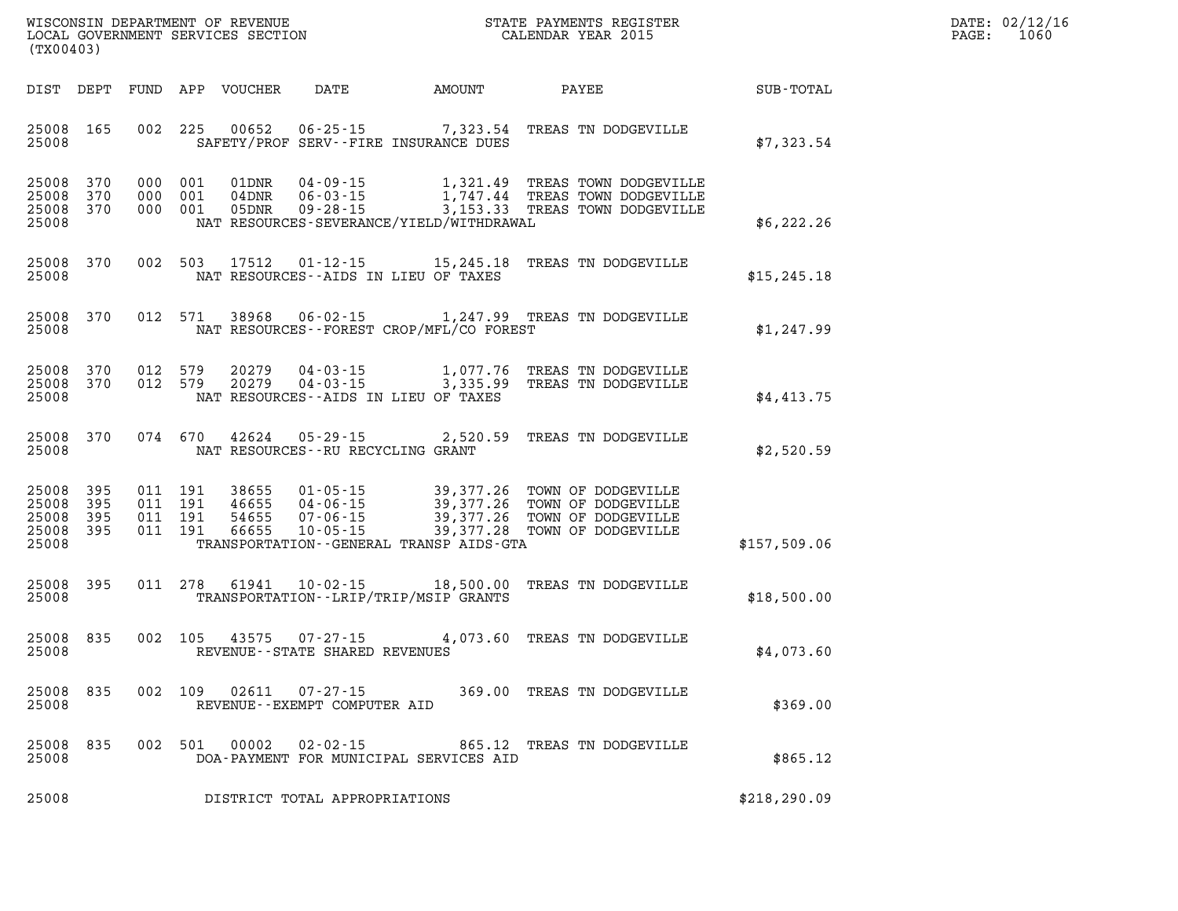WISCONSIN DEPARTMENT OF REVENUE
LOCAL GOVERNMENT SERVICES SECTION
(TX00403)

STATE PAYMENTS REGISTER
CALENDAR YEAR 2015

DATE: 02/12/16
PAGE: 1060

| DIST | DEPT | FUND | APP | VOUCHER | DATE | AMOUNT | PAYEE | SUB-TOTAL |
|---|---|---|---|---|---|---|---|---|
| 25008 | 165 | 002 | 225 | 00652 | 06-25-15 | 7,323.54 | TREAS TN DODGEVILLE | |
| 25008 | | | | SAFETY/PROF SERV--FIRE INSURANCE DUES | | | | $7,323.54 |
| 25008 | 370 | 000 | 001 | 01DNR | 04-09-15 | 1,321.49 | TREAS TOWN DODGEVILLE | |
| 25008 | 370 | 000 | 001 | 04DNR | 06-03-15 | 1,747.44 | TREAS TOWN DODGEVILLE | |
| 25008 | 370 | 000 | 001 | 05DNR | 09-28-15 | 3,153.33 | TREAS TOWN DODGEVILLE | |
| 25008 | | | | NAT RESOURCES-SEVERANCE/YIELD/WITHDRAWAL | | | | $6,222.26 |
| 25008 | 370 | 002 | 503 | 17512 | 01-12-15 | 15,245.18 | TREAS TN DODGEVILLE | |
| 25008 | | | | NAT RESOURCES--AIDS IN LIEU OF TAXES | | | | $15,245.18 |
| 25008 | 370 | 012 | 571 | 38968 | 06-02-15 | 1,247.99 | TREAS TN DODGEVILLE | |
| 25008 | | | | NAT RESOURCES--FOREST CROP/MFL/CO FOREST | | | | $1,247.99 |
| 25008 | 370 | 012 | 579 | 20279 | 04-03-15 | 1,077.76 | TREAS TN DODGEVILLE | |
| 25008 | 370 | 012 | 579 | 20279 | 04-03-15 | 3,335.99 | TREAS TN DODGEVILLE | |
| 25008 | | | | NAT RESOURCES--AIDS IN LIEU OF TAXES | | | | $4,413.75 |
| 25008 | 370 | 074 | 670 | 42624 | 05-29-15 | 2,520.59 | TREAS TN DODGEVILLE | |
| 25008 | | | | NAT RESOURCES--RU RECYCLING GRANT | | | | $2,520.59 |
| 25008 | 395 | 011 | 191 | 38655 | 01-05-15 | 39,377.26 | TOWN OF DODGEVILLE | |
| 25008 | 395 | 011 | 191 | 46655 | 04-06-15 | 39,377.26 | TOWN OF DODGEVILLE | |
| 25008 | 395 | 011 | 191 | 54655 | 07-06-15 | 39,377.26 | TOWN OF DODGEVILLE | |
| 25008 | 395 | 011 | 191 | 66655 | 10-05-15 | 39,377.28 | TOWN OF DODGEVILLE | |
| 25008 | | | | TRANSPORTATION--GENERAL TRANSP AIDS-GTA | | | | $157,509.06 |
| 25008 | 395 | 011 | 278 | 61941 | 10-02-15 | 18,500.00 | TREAS TN DODGEVILLE | |
| 25008 | | | | TRANSPORTATION--LRIP/TRIP/MSIP GRANTS | | | | $18,500.00 |
| 25008 | 835 | 002 | 105 | 43575 | 07-27-15 | 4,073.60 | TREAS TN DODGEVILLE | |
| 25008 | | | | REVENUE--STATE SHARED REVENUES | | | | $4,073.60 |
| 25008 | 835 | 002 | 109 | 02611 | 07-27-15 | 369.00 | TREAS TN DODGEVILLE | |
| 25008 | | | | REVENUE--EXEMPT COMPUTER AID | | | | $369.00 |
| 25008 | 835 | 002 | 501 | 00002 | 02-02-15 | 865.12 | TREAS TN DODGEVILLE | |
| 25008 | | | | DOA-PAYMENT FOR MUNICIPAL SERVICES AID | | | | $865.12 |
| 25008 | | | | DISTRICT TOTAL APPROPRIATIONS | | | | $218,290.09 |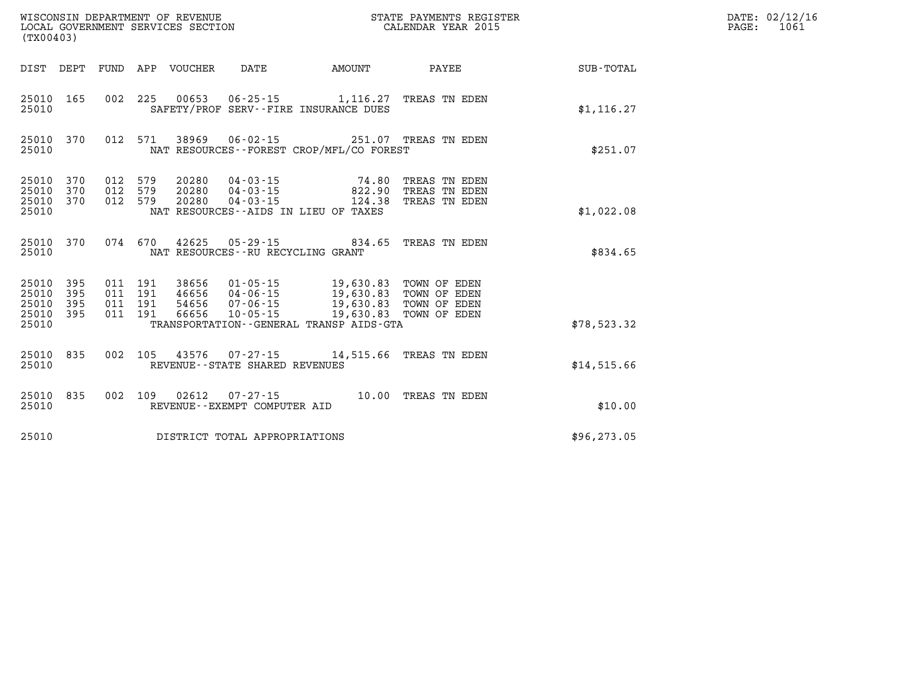WISCONSIN DEPARTMENT OF REVENUE
LOCAL GOVERNMENT SERVICES SECTION
(TX00403)

STATE PAYMENTS REGISTER
CALENDAR YEAR 2015

DATE: 02/12/16

| DIST | DEPT | FUND | APP | VOUCHER | DATE | AMOUNT | PAYEE | SUB-TOTAL |
|---|---|---|---|---|---|---|---|---|
| 25010 | 165 | 002 | 225 | 00653 | 06-25-15 | 1,116.27 | TREAS TN EDEN | |
| 25010 | | | | SAFETY/PROF SERV--FIRE INSURANCE DUES | | | | $1,116.27 |
| 25010 | 370 | 012 | 571 | 38969 | 06-02-15 | 251.07 | TREAS TN EDEN | |
| 25010 | | | | NAT RESOURCES--FOREST CROP/MFL/CO FOREST | | | | $251.07 |
| 25010 | 370 | 012 | 579 | 20280 | 04-03-15 | 74.80 | TREAS TN EDEN | |
| 25010 | 370 | 012 | 579 | 20280 | 04-03-15 | 822.90 | TREAS TN EDEN | |
| 25010 | 370 | 012 | 579 | 20280 | 04-03-15 | 124.38 | TREAS TN EDEN | |
| 25010 | | | | NAT RESOURCES--AIDS IN LIEU OF TAXES | | | | $1,022.08 |
| 25010 | 370 | 074 | 670 | 42625 | 05-29-15 | 834.65 | TREAS TN EDEN | |
| 25010 | | | | NAT RESOURCES--RU RECYCLING GRANT | | | | $834.65 |
| 25010 | 395 | 011 | 191 | 38656 | 01-05-15 | 19,630.83 | TOWN OF EDEN | |
| 25010 | 395 | 011 | 191 | 46656 | 04-06-15 | 19,630.83 | TOWN OF EDEN | |
| 25010 | 395 | 011 | 191 | 54656 | 07-06-15 | 19,630.83 | TOWN OF EDEN | |
| 25010 | 395 | 011 | 191 | 66656 | 10-05-15 | 19,630.83 | TOWN OF EDEN | |
| 25010 | | | | TRANSPORTATION--GENERAL TRANSP AIDS-GTA | | | | $78,523.32 |
| 25010 | 835 | 002 | 105 | 43576 | 07-27-15 | 14,515.66 | TREAS TN EDEN | |
| 25010 | | | | REVENUE--STATE SHARED REVENUES | | | | $14,515.66 |
| 25010 | 835 | 002 | 109 | 02612 | 07-27-15 | 10.00 | TREAS TN EDEN | |
| 25010 | | | | REVENUE--EXEMPT COMPUTER AID | | | | $10.00 |
| 25010 | | | | DISTRICT TOTAL APPROPRIATIONS | | | | $96,273.05 |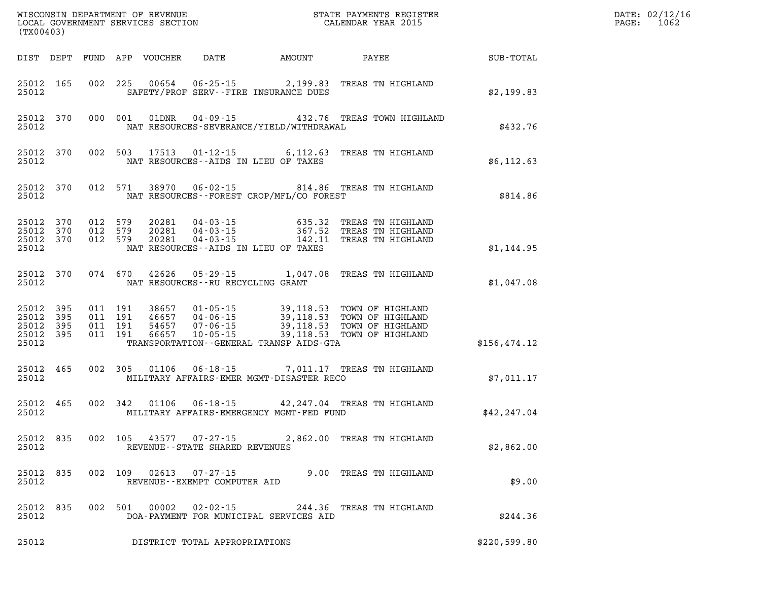WISCONSIN DEPARTMENT OF REVENUE
LOCAL GOVERNMENT SERVICES SECTION
(TX00403)

STATE PAYMENTS REGISTER
CALENDAR YEAR 2015

DATE: 02/12/16
PAGE: 1062

| DIST | DEPT | FUND | APP | VOUCHER | DATE | AMOUNT | PAYEE | SUB-TOTAL |
|---|---|---|---|---|---|---|---|---|
| 25012 | 165 | 002 | 225 | 00654 | 06-25-15 | 2,199.83 | TREAS TN HIGHLAND | |
| 25012 | | | | | SAFETY/PROF SERV--FIRE INSURANCE DUES | | | $2,199.83 |
| 25012 | 370 | 000 | 001 | 01DNR | 04-09-15 | 432.76 | TREAS TOWN HIGHLAND | |
| 25012 | | | | | NAT RESOURCES-SEVERANCE/YIELD/WITHDRAWAL | | | $432.76 |
| 25012 | 370 | 002 | 503 | 17513 | 01-12-15 | 6,112.63 | TREAS TN HIGHLAND | |
| 25012 | | | | | NAT RESOURCES--AIDS IN LIEU OF TAXES | | | $6,112.63 |
| 25012 | 370 | 012 | 571 | 38970 | 06-02-15 | 814.86 | TREAS TN HIGHLAND | |
| 25012 | | | | | NAT RESOURCES--FOREST CROP/MFL/CO FOREST | | | $814.86 |
| 25012 | 370 | 012 | 579 | 20281 | 04-03-15 | 635.32 | TREAS TN HIGHLAND | |
| 25012 | 370 | 012 | 579 | 20281 | 04-03-15 | 367.52 | TREAS TN HIGHLAND | |
| 25012 | 370 | 012 | 579 | 20281 | 04-03-15 | 142.11 | TREAS TN HIGHLAND | |
| 25012 | | | | | NAT RESOURCES--AIDS IN LIEU OF TAXES | | | $1,144.95 |
| 25012 | 370 | 074 | 670 | 42626 | 05-29-15 | 1,047.08 | TREAS TN HIGHLAND | |
| 25012 | | | | | NAT RESOURCES--RU RECYCLING GRANT | | | $1,047.08 |
| 25012 | 395 | 011 | 191 | 38657 | 01-05-15 | 39,118.53 | TOWN OF HIGHLAND | |
| 25012 | 395 | 011 | 191 | 46657 | 04-06-15 | 39,118.53 | TOWN OF HIGHLAND | |
| 25012 | 395 | 011 | 191 | 54657 | 07-06-15 | 39,118.53 | TOWN OF HIGHLAND | |
| 25012 | 395 | 011 | 191 | 66657 | 10-05-15 | 39,118.53 | TOWN OF HIGHLAND | |
| 25012 | | | | | TRANSPORTATION--GENERAL TRANSP AIDS-GTA | | | $156,474.12 |
| 25012 | 465 | 002 | 305 | 01106 | 06-18-15 | 7,011.17 | TREAS TN HIGHLAND | |
| 25012 | | | | | MILITARY AFFAIRS-EMER MGMT-DISASTER RECO | | | $7,011.17 |
| 25012 | 465 | 002 | 342 | 01106 | 06-18-15 | 42,247.04 | TREAS TN HIGHLAND | |
| 25012 | | | | | MILITARY AFFAIRS-EMERGENCY MGMT-FED FUND | | | $42,247.04 |
| 25012 | 835 | 002 | 105 | 43577 | 07-27-15 | 2,862.00 | TREAS TN HIGHLAND | |
| 25012 | | | | | REVENUE--STATE SHARED REVENUES | | | $2,862.00 |
| 25012 | 835 | 002 | 109 | 02613 | 07-27-15 | 9.00 | TREAS TN HIGHLAND | |
| 25012 | | | | | REVENUE--EXEMPT COMPUTER AID | | | $9.00 |
| 25012 | 835 | 002 | 501 | 00002 | 02-02-15 | 244.36 | TREAS TN HIGHLAND | |
| 25012 | | | | | DOA-PAYMENT FOR MUNICIPAL SERVICES AID | | | $244.36 |
| 25012 | | | | | DISTRICT TOTAL APPROPRIATIONS | | | $220,599.80 |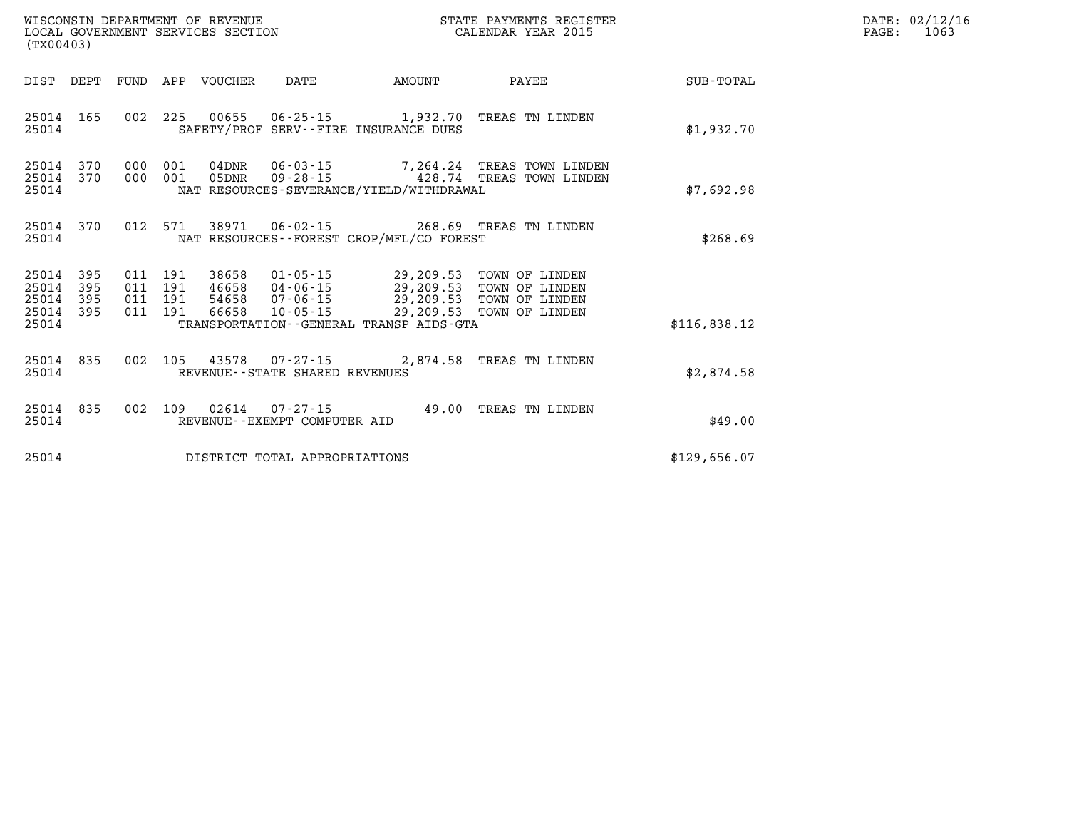WISCONSIN DEPARTMENT OF REVENUE
LOCAL GOVERNMENT SERVICES SECTION
(TX00403)

STATE PAYMENTS REGISTER
CALENDAR YEAR 2015

DATE: 02/12/16

| DIST | DEPT | FUND | APP | VOUCHER | DATE | AMOUNT | PAYEE | SUB-TOTAL |
|---|---|---|---|---|---|---|---|---|
| 25014 | 165 | 002 | 225 | 00655 | 06-25-15 | 1,932.70 | TREAS TN LINDEN | |
| 25014 | | | | SAFETY/PROF SERV--FIRE INSURANCE DUES | | | | $1,932.70 |
| 25014 | 370 | 000 | 001 | 04DNR | 06-03-15 | 7,264.24 | TREAS TOWN LINDEN | |
| 25014 | 370 | 000 | 001 | 05DNR | 09-28-15 | 428.74 | TREAS TOWN LINDEN | |
| 25014 | | | | NAT RESOURCES-SEVERANCE/YIELD/WITHDRAWAL | | | | $7,692.98 |
| 25014 | 370 | 012 | 571 | 38971 | 06-02-15 | 268.69 | TREAS TN LINDEN | |
| 25014 | | | | NAT RESOURCES--FOREST CROP/MFL/CO FOREST | | | | $268.69 |
| 25014 | 395 | 011 | 191 | 38658 | 01-05-15 | 29,209.53 | TOWN OF LINDEN | |
| 25014 | 395 | 011 | 191 | 46658 | 04-06-15 | 29,209.53 | TOWN OF LINDEN | |
| 25014 | 395 | 011 | 191 | 54658 | 07-06-15 | 29,209.53 | TOWN OF LINDEN | |
| 25014 | 395 | 011 | 191 | 66658 | 10-05-15 | 29,209.53 | TOWN OF LINDEN | |
| 25014 | | | | TRANSPORTATION--GENERAL TRANSP AIDS-GTA | | | | $116,838.12 |
| 25014 | 835 | 002 | 105 | 43578 | 07-27-15 | 2,874.58 | TREAS TN LINDEN | |
| 25014 | | | | REVENUE--STATE SHARED REVENUES | | | | $2,874.58 |
| 25014 | 835 | 002 | 109 | 02614 | 07-27-15 | 49.00 | TREAS TN LINDEN | |
| 25014 | | | | REVENUE--EXEMPT COMPUTER AID | | | | $49.00 |
| 25014 | | | | DISTRICT TOTAL APPROPRIATIONS | | | | $129,656.07 |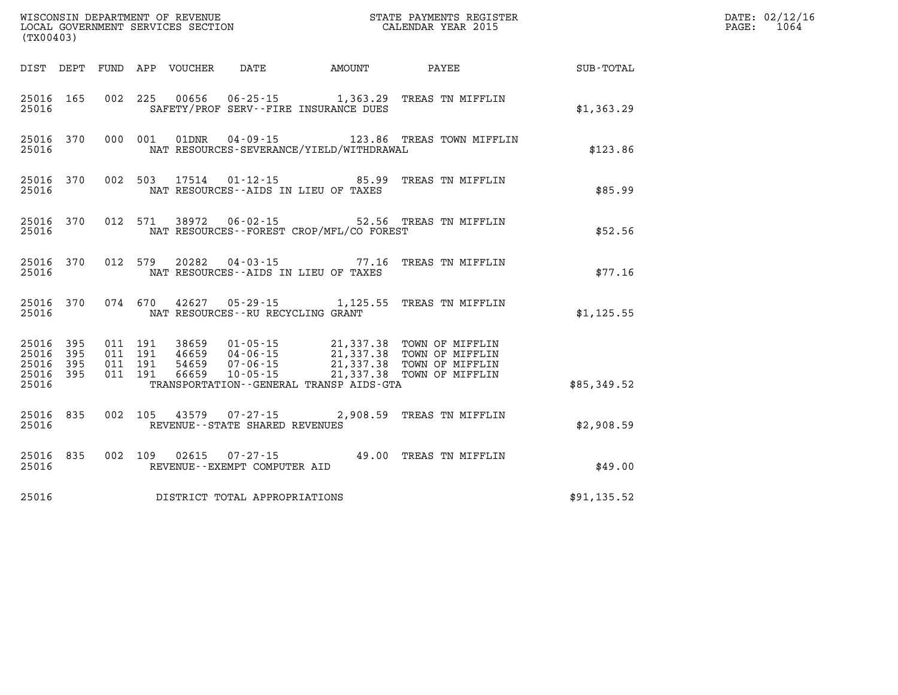WISCONSIN DEPARTMENT OF REVENUE
LOCAL GOVERNMENT SERVICES SECTION
(TX00403)

STATE PAYMENTS REGISTER
CALENDAR YEAR 2015

DATE: 02/12/16
PAGE: 1064

| DIST | DEPT | FUND | APP | VOUCHER | DATE | AMOUNT | PAYEE | SUB-TOTAL |
|---|---|---|---|---|---|---|---|---|
| 25016 | 165 | 002 | 225 | 00656 | 06-25-15 | 1,363.29 | TREAS TN MIFFLIN | |
| 25016 | | | | | SAFETY/PROF SERV--FIRE INSURANCE DUES | | | $1,363.29 |
| 25016 | 370 | 000 | 001 | 01DNR | 04-09-15 | 123.86 | TREAS TOWN MIFFLIN | |
| 25016 | | | | | NAT RESOURCES-SEVERANCE/YIELD/WITHDRAWAL | | | $123.86 |
| 25016 | 370 | 002 | 503 | 17514 | 01-12-15 | 85.99 | TREAS TN MIFFLIN | |
| 25016 | | | | | NAT RESOURCES--AIDS IN LIEU OF TAXES | | | $85.99 |
| 25016 | 370 | 012 | 571 | 38972 | 06-02-15 | 52.56 | TREAS TN MIFFLIN | |
| 25016 | | | | | NAT RESOURCES--FOREST CROP/MFL/CO FOREST | | | $52.56 |
| 25016 | 370 | 012 | 579 | 20282 | 04-03-15 | 77.16 | TREAS TN MIFFLIN | |
| 25016 | | | | | NAT RESOURCES--AIDS IN LIEU OF TAXES | | | $77.16 |
| 25016 | 370 | 074 | 670 | 42627 | 05-29-15 | 1,125.55 | TREAS TN MIFFLIN | |
| 25016 | | | | | NAT RESOURCES--RU RECYCLING GRANT | | | $1,125.55 |
| 25016 | 395 | 011 | 191 | 38659 | 01-05-15 | 21,337.38 | TOWN OF MIFFLIN | |
| 25016 | 395 | 011 | 191 | 46659 | 04-06-15 | 21,337.38 | TOWN OF MIFFLIN | |
| 25016 | 395 | 011 | 191 | 54659 | 07-06-15 | 21,337.38 | TOWN OF MIFFLIN | |
| 25016 | 395 | 011 | 191 | 66659 | 10-05-15 | 21,337.38 | TOWN OF MIFFLIN | |
| 25016 | | | | | TRANSPORTATION--GENERAL TRANSP AIDS-GTA | | | $85,349.52 |
| 25016 | 835 | 002 | 105 | 43579 | 07-27-15 | 2,908.59 | TREAS TN MIFFLIN | |
| 25016 | | | | | REVENUE--STATE SHARED REVENUES | | | $2,908.59 |
| 25016 | 835 | 002 | 109 | 02615 | 07-27-15 | 49.00 | TREAS TN MIFFLIN | |
| 25016 | | | | | REVENUE--EXEMPT COMPUTER AID | | | $49.00 |
| 25016 | | | | | DISTRICT TOTAL APPROPRIATIONS | | | $91,135.52 |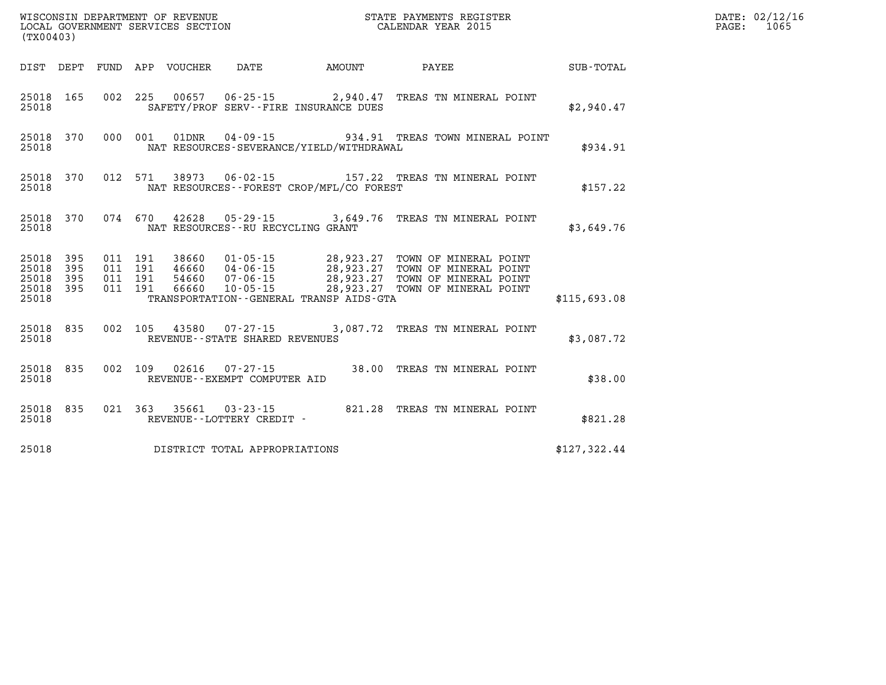WISCONSIN DEPARTMENT OF REVENUE
LOCAL GOVERNMENT SERVICES SECTION
(TX00403)

STATE PAYMENTS REGISTER
CALENDAR YEAR 2015

DATE: 02/12/16
PAGE: 1065

| DIST | DEPT | FUND | APP | VOUCHER | DATE | AMOUNT | PAYEE | SUB-TOTAL |
|---|---|---|---|---|---|---|---|---|
| 25018 | 165 | 002 | 225 | 00657 | 06-25-15 | 2,940.47 | TREAS TN MINERAL POINT | |
| 25018 | | | | SAFETY/PROF SERV--FIRE INSURANCE DUES | | | | $2,940.47 |
| 25018 | 370 | 000 | 001 | 01DNR | 04-09-15 | 934.91 | TREAS TOWN MINERAL POINT | |
| 25018 | | | | NAT RESOURCES-SEVERANCE/YIELD/WITHDRAWAL | | | | $934.91 |
| 25018 | 370 | 012 | 571 | 38973 | 06-02-15 | 157.22 | TREAS TN MINERAL POINT | |
| 25018 | | | | NAT RESOURCES--FOREST CROP/MFL/CO FOREST | | | | $157.22 |
| 25018 | 370 | 074 | 670 | 42628 | 05-29-15 | 3,649.76 | TREAS TN MINERAL POINT | |
| 25018 | | | | NAT RESOURCES--RU RECYCLING GRANT | | | | $3,649.76 |
| 25018 | 395 | 011 | 191 | 38660 | 01-05-15 | 28,923.27 | TOWN OF MINERAL POINT | |
| 25018 | 395 | 011 | 191 | 46660 | 04-06-15 | 28,923.27 | TOWN OF MINERAL POINT | |
| 25018 | 395 | 011 | 191 | 54660 | 07-06-15 | 28,923.27 | TOWN OF MINERAL POINT | |
| 25018 | 395 | 011 | 191 | 66660 | 10-05-15 | 28,923.27 | TOWN OF MINERAL POINT | |
| 25018 | | | | TRANSPORTATION--GENERAL TRANSP AIDS-GTA | | | | $115,693.08 |
| 25018 | 835 | 002 | 105 | 43580 | 07-27-15 | 3,087.72 | TREAS TN MINERAL POINT | |
| 25018 | | | | REVENUE--STATE SHARED REVENUES | | | | $3,087.72 |
| 25018 | 835 | 002 | 109 | 02616 | 07-27-15 | 38.00 | TREAS TN MINERAL POINT | |
| 25018 | | | | REVENUE--EXEMPT COMPUTER AID | | | | $38.00 |
| 25018 | 835 | 021 | 363 | 35661 | 03-23-15 | 821.28 | TREAS TN MINERAL POINT | |
| 25018 | | | | REVENUE--LOTTERY CREDIT - | | | | $821.28 |
| 25018 | | | | DISTRICT TOTAL APPROPRIATIONS | | | | $127,322.44 |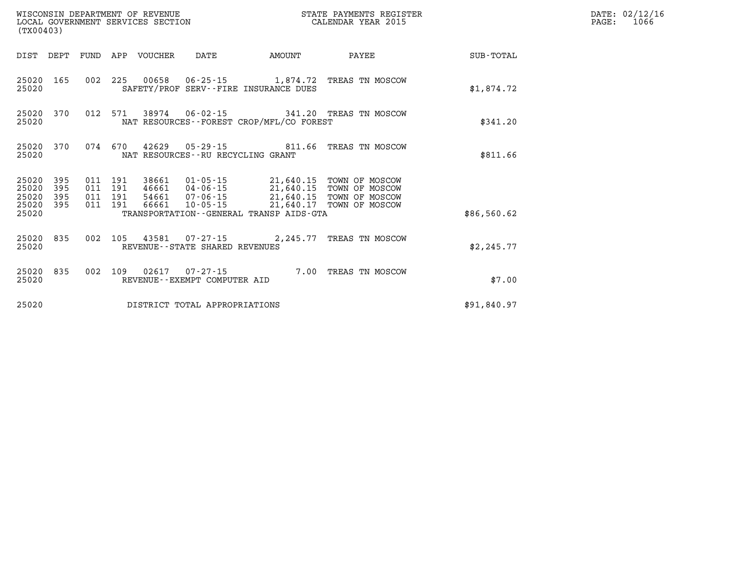WISCONSIN DEPARTMENT OF REVENUE
LOCAL GOVERNMENT SERVICES SECTION
(TX00403)

STATE PAYMENTS REGISTER
CALENDAR YEAR 2015

DATE: 02/12/16
PAGE: 1066

| DIST | DEPT | FUND | APP | VOUCHER | DATE | AMOUNT | PAYEE | SUB-TOTAL |
|---|---|---|---|---|---|---|---|---|
| 25020 | 165 | 002 | 225 | 00658 | 06-25-15 | 1,874.72 | TREAS TN MOSCOW | |
| 25020 | | | | SAFETY/PROF SERV--FIRE INSURANCE DUES | | | | $1,874.72 |
| 25020 | 370 | 012 | 571 | 38974 | 06-02-15 | 341.20 | TREAS TN MOSCOW | |
| 25020 | | | | NAT RESOURCES--FOREST CROP/MFL/CO FOREST | | | | $341.20 |
| 25020 | 370 | 074 | 670 | 42629 | 05-29-15 | 811.66 | TREAS TN MOSCOW | |
| 25020 | | | | NAT RESOURCES--RU RECYCLING GRANT | | | | $811.66 |
| 25020 | 395 | 011 | 191 | 38661 | 01-05-15 | 21,640.15 | TOWN OF MOSCOW | |
| 25020 | 395 | 011 | 191 | 46661 | 04-06-15 | 21,640.15 | TOWN OF MOSCOW | |
| 25020 | 395 | 011 | 191 | 54661 | 07-06-15 | 21,640.15 | TOWN OF MOSCOW | |
| 25020 | 395 | 011 | 191 | 66661 | 10-05-15 | 21,640.17 | TOWN OF MOSCOW | |
| 25020 | | | | TRANSPORTATION--GENERAL TRANSP AIDS-GTA | | | | $86,560.62 |
| 25020 | 835 | 002 | 105 | 43581 | 07-27-15 | 2,245.77 | TREAS TN MOSCOW | |
| 25020 | | | | REVENUE--STATE SHARED REVENUES | | | | $2,245.77 |
| 25020 | 835 | 002 | 109 | 02617 | 07-27-15 | 7.00 | TREAS TN MOSCOW | |
| 25020 | | | | REVENUE--EXEMPT COMPUTER AID | | | | $7.00 |
| 25020 | | | | DISTRICT TOTAL APPROPRIATIONS | | | | $91,840.97 |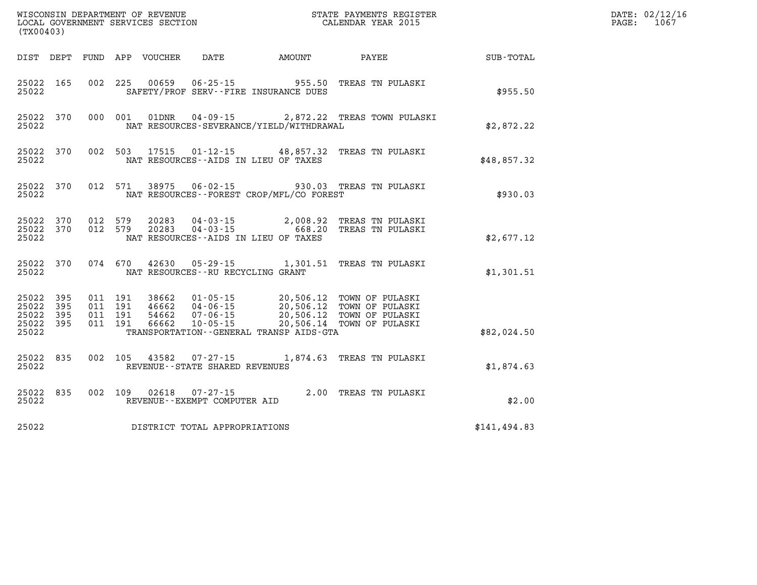WISCONSIN DEPARTMENT OF REVENUE
LOCAL GOVERNMENT SERVICES SECTION
(TX00403)

STATE PAYMENTS REGISTER
CALENDAR YEAR 2015

DATE: 02/12/16

| DIST | DEPT | FUND | APP | VOUCHER | DATE | AMOUNT | PAYEE | SUB-TOTAL |
|---|---|---|---|---|---|---|---|---|
| 25022 | 165 | 002 | 225 | 00659 | 06-25-15 | 955.50 | TREAS TN PULASKI | |
| 25022 | | | | SAFETY/PROF SERV--FIRE INSURANCE DUES | | | | $955.50 |
| 25022 | 370 | 000 | 001 | 01DNR | 04-09-15 | 2,872.22 | TREAS TOWN PULASKI | |
| 25022 | | | | NAT RESOURCES-SEVERANCE/YIELD/WITHDRAWAL | | | | $2,872.22 |
| 25022 | 370 | 002 | 503 | 17515 | 01-12-15 | 48,857.32 | TREAS TN PULASKI | |
| 25022 | | | | NAT RESOURCES--AIDS IN LIEU OF TAXES | | | | $48,857.32 |
| 25022 | 370 | 012 | 571 | 38975 | 06-02-15 | 930.03 | TREAS TN PULASKI | |
| 25022 | | | | NAT RESOURCES--FOREST CROP/MFL/CO FOREST | | | | $930.03 |
| 25022 | 370 | 012 | 579 | 20283 | 04-03-15 | 2,008.92 | TREAS TN PULASKI | |
| 25022 | 370 | 012 | 579 | 20283 | 04-03-15 | 668.20 | TREAS TN PULASKI | |
| 25022 | | | | NAT RESOURCES--AIDS IN LIEU OF TAXES | | | | $2,677.12 |
| 25022 | 370 | 074 | 670 | 42630 | 05-29-15 | 1,301.51 | TREAS TN PULASKI | |
| 25022 | | | | NAT RESOURCES--RU RECYCLING GRANT | | | | $1,301.51 |
| 25022 | 395 | 011 | 191 | 38662 | 01-05-15 | 20,506.12 | TOWN OF PULASKI | |
| 25022 | 395 | 011 | 191 | 46662 | 04-06-15 | 20,506.12 | TOWN OF PULASKI | |
| 25022 | 395 | 011 | 191 | 54662 | 07-06-15 | 20,506.12 | TOWN OF PULASKI | |
| 25022 | 395 | 011 | 191 | 66662 | 10-05-15 | 20,506.14 | TOWN OF PULASKI | |
| 25022 | | | | TRANSPORTATION--GENERAL TRANSP AIDS-GTA | | | | $82,024.50 |
| 25022 | 835 | 002 | 105 | 43582 | 07-27-15 | 1,874.63 | TREAS TN PULASKI | |
| 25022 | | | | REVENUE--STATE SHARED REVENUES | | | | $1,874.63 |
| 25022 | 835 | 002 | 109 | 02618 | 07-27-15 | 2.00 | TREAS TN PULASKI | |
| 25022 | | | | REVENUE--EXEMPT COMPUTER AID | | | | $2.00 |
| 25022 | | | | DISTRICT TOTAL APPROPRIATIONS | | | | $141,494.83 |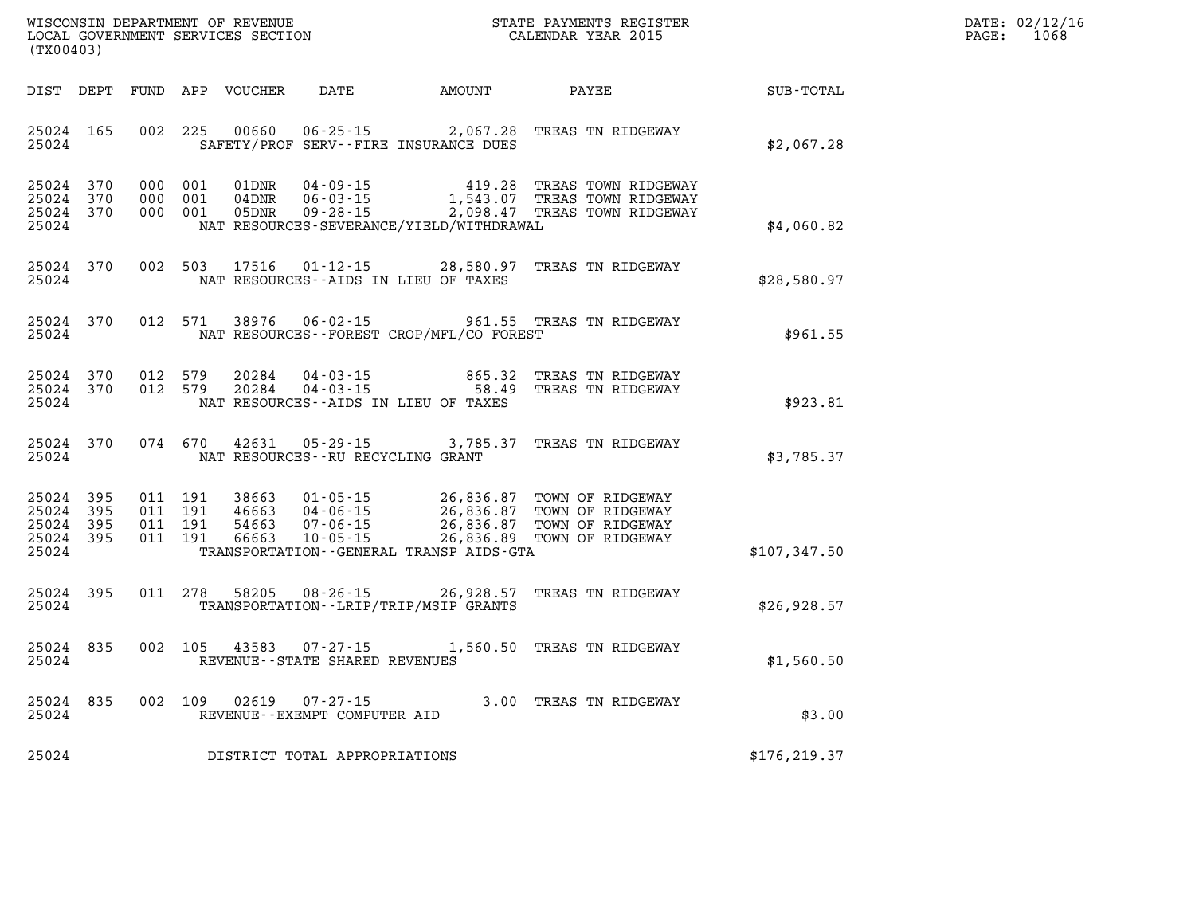WISCONSIN DEPARTMENT OF REVENUE
LOCAL GOVERNMENT SERVICES SECTION
(TX00403)

STATE PAYMENTS REGISTER
CALENDAR YEAR 2015

DATE: 02/12/16
PAGE: 1068

| DIST | DEPT | FUND | APP | VOUCHER | DATE | AMOUNT | PAYEE | SUB-TOTAL |
|---|---|---|---|---|---|---|---|---|
| 25024 | 165 | 002 | 225 | 00660 | 06-25-15 | 2,067.28 | TREAS TN RIDGEWAY | |
| 25024 | | | | | SAFETY/PROF SERV--FIRE INSURANCE DUES | | | $2,067.28 |
| 25024 | 370 | 000 | 001 | 01DNR | 04-09-15 | 419.28 | TREAS TOWN RIDGEWAY | |
| 25024 | 370 | 000 | 001 | 04DNR | 06-03-15 | 1,543.07 | TREAS TOWN RIDGEWAY | |
| 25024 | 370 | 000 | 001 | 05DNR | 09-28-15 | 2,098.47 | TREAS TOWN RIDGEWAY | |
| 25024 | | | | | NAT RESOURCES-SEVERANCE/YIELD/WITHDRAWAL | | | $4,060.82 |
| 25024 | 370 | 002 | 503 | 17516 | 01-12-15 | 28,580.97 | TREAS TN RIDGEWAY | |
| 25024 | | | | | NAT RESOURCES--AIDS IN LIEU OF TAXES | | | $28,580.97 |
| 25024 | 370 | 012 | 571 | 38976 | 06-02-15 | 961.55 | TREAS TN RIDGEWAY | |
| 25024 | | | | | NAT RESOURCES--FOREST CROP/MFL/CO FOREST | | | $961.55 |
| 25024 | 370 | 012 | 579 | 20284 | 04-03-15 | 865.32 | TREAS TN RIDGEWAY | |
| 25024 | 370 | 012 | 579 | 20284 | 04-03-15 | 58.49 | TREAS TN RIDGEWAY | |
| 25024 | | | | | NAT RESOURCES--AIDS IN LIEU OF TAXES | | | $923.81 |
| 25024 | 370 | 074 | 670 | 42631 | 05-29-15 | 3,785.37 | TREAS TN RIDGEWAY | |
| 25024 | | | | | NAT RESOURCES--RU RECYCLING GRANT | | | $3,785.37 |
| 25024 | 395 | 011 | 191 | 38663 | 01-05-15 | 26,836.87 | TOWN OF RIDGEWAY | |
| 25024 | 395 | 011 | 191 | 46663 | 04-06-15 | 26,836.87 | TOWN OF RIDGEWAY | |
| 25024 | 395 | 011 | 191 | 54663 | 07-06-15 | 26,836.87 | TOWN OF RIDGEWAY | |
| 25024 | 395 | 011 | 191 | 66663 | 10-05-15 | 26,836.89 | TOWN OF RIDGEWAY | |
| 25024 | | | | | TRANSPORTATION--GENERAL TRANSP AIDS-GTA | | | $107,347.50 |
| 25024 | 395 | 011 | 278 | 58205 | 08-26-15 | 26,928.57 | TREAS TN RIDGEWAY | |
| 25024 | | | | | TRANSPORTATION--LRIP/TRIP/MSIP GRANTS | | | $26,928.57 |
| 25024 | 835 | 002 | 105 | 43583 | 07-27-15 | 1,560.50 | TREAS TN RIDGEWAY | |
| 25024 | | | | | REVENUE--STATE SHARED REVENUES | | | $1,560.50 |
| 25024 | 835 | 002 | 109 | 02619 | 07-27-15 | 3.00 | TREAS TN RIDGEWAY | |
| 25024 | | | | | REVENUE--EXEMPT COMPUTER AID | | | $3.00 |
| 25024 | | | | | DISTRICT TOTAL APPROPRIATIONS | | | $176,219.37 |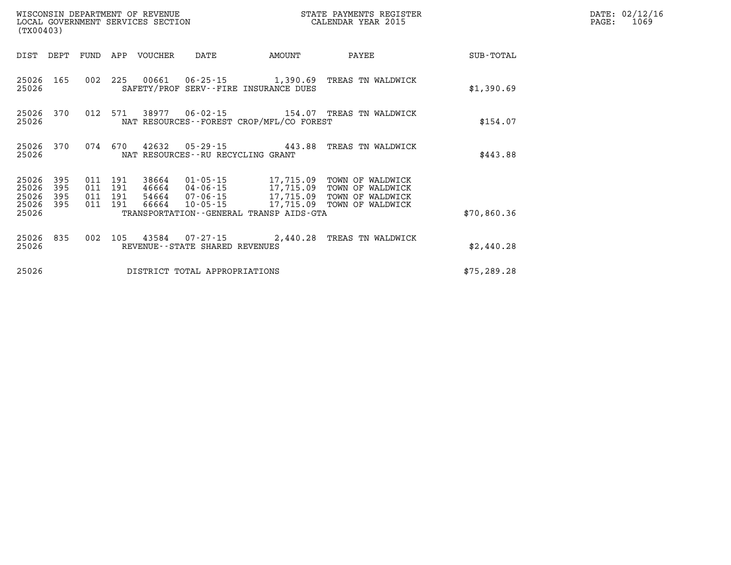WISCONSIN DEPARTMENT OF REVENUE
LOCAL GOVERNMENT SERVICES SECTION
(TX00403)

STATE PAYMENTS REGISTER
CALENDAR YEAR 2015

DATE: 02/12/16

| DIST | DEPT | FUND | APP | VOUCHER | DATE | AMOUNT | PAYEE | SUB-TOTAL |
|---|---|---|---|---|---|---|---|---|
| 25026 | 165 | 002 | 225 | 00661 | 06-25-15 | 1,390.69 | TREAS TN WALDWICK | |
| 25026 | | | | SAFETY/PROF SERV--FIRE INSURANCE DUES | | | | $1,390.69 |
| 25026 | 370 | 012 | 571 | 38977 | 06-02-15 | 154.07 | TREAS TN WALDWICK | |
| 25026 | | | | NAT RESOURCES--FOREST CROP/MFL/CO FOREST | | | | $154.07 |
| 25026 | 370 | 074 | 670 | 42632 | 05-29-15 | 443.88 | TREAS TN WALDWICK | |
| 25026 | | | | NAT RESOURCES--RU RECYCLING GRANT | | | | $443.88 |
| 25026 | 395 | 011 | 191 | 38664 | 01-05-15 | 17,715.09 | TOWN OF WALDWICK | |
| 25026 | 395 | 011 | 191 | 46664 | 04-06-15 | 17,715.09 | TOWN OF WALDWICK | |
| 25026 | 395 | 011 | 191 | 54664 | 07-06-15 | 17,715.09 | TOWN OF WALDWICK | |
| 25026 | 395 | 011 | 191 | 66664 | 10-05-15 | 17,715.09 | TOWN OF WALDWICK | |
| 25026 | | | | TRANSPORTATION--GENERAL TRANSP AIDS-GTA | | | | $70,860.36 |
| 25026 | 835 | 002 | 105 | 43584 | 07-27-15 | 2,440.28 | TREAS TN WALDWICK | |
| 25026 | | | | REVENUE--STATE SHARED REVENUES | | | | $2,440.28 |
| 25026 | | | | DISTRICT TOTAL APPROPRIATIONS | | | | $75,289.28 |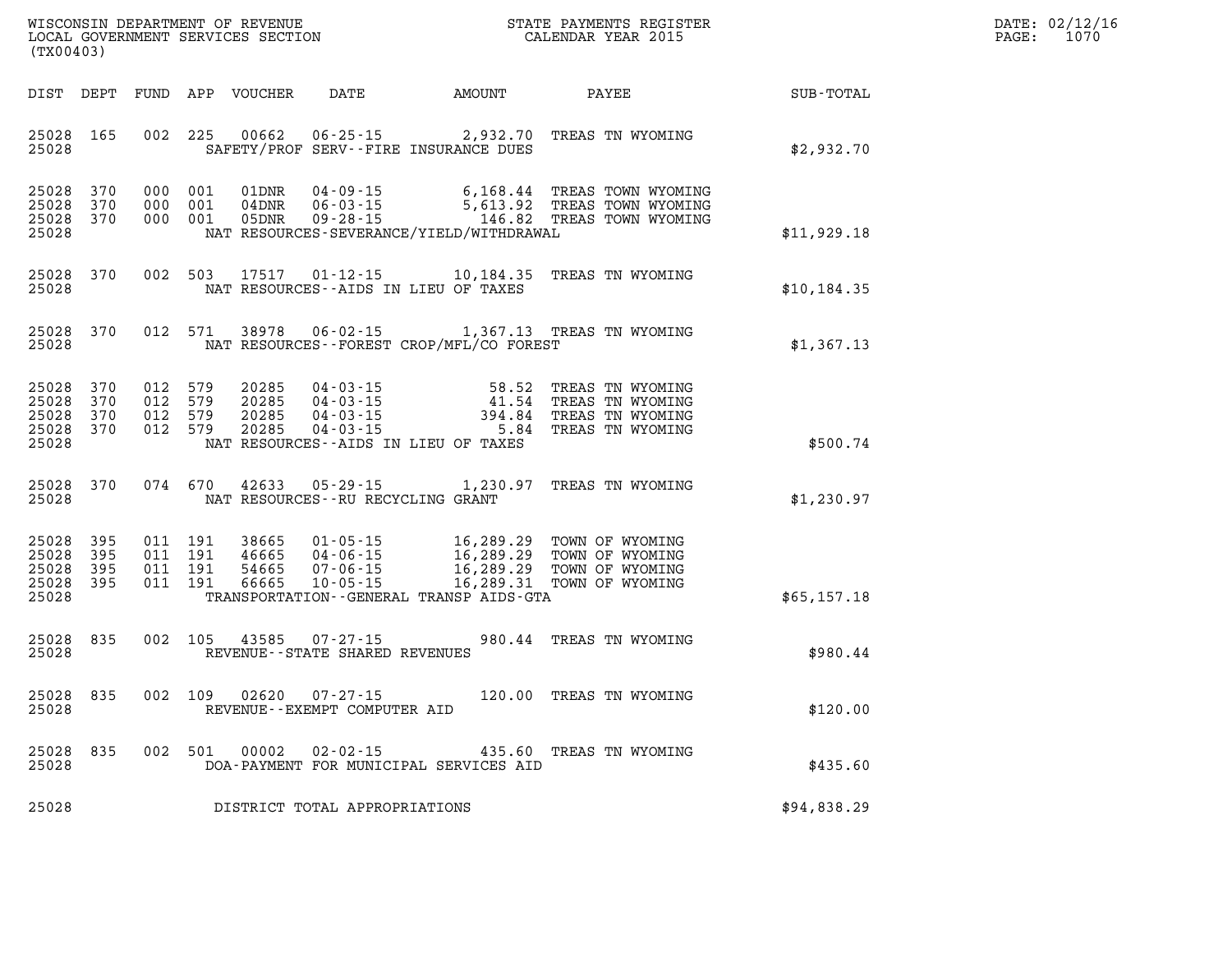WISCONSIN DEPARTMENT OF REVENUE
LOCAL GOVERNMENT SERVICES SECTION
(TX00403)

STATE PAYMENTS REGISTER
CALENDAR YEAR 2015

DATE: 02/12/16
PAGE: 1070

| DIST | DEPT | FUND | APP | VOUCHER | DATE | AMOUNT | PAYEE | SUB-TOTAL |
|---|---|---|---|---|---|---|---|---|
| 25028 | 165 | 002 | 225 | 00662 | 06-25-15 | 2,932.70 | TREAS TN WYOMING | |
| 25028 | | | | SAFETY/PROF SERV--FIRE INSURANCE DUES | | | | $2,932.70 |
| 25028 | 370 | 000 | 001 | 01DNR | 04-09-15 | 6,168.44 | TREAS TOWN WYOMING | |
| 25028 | 370 | 000 | 001 | 04DNR | 06-03-15 | 5,613.92 | TREAS TOWN WYOMING | |
| 25028 | 370 | 000 | 001 | 05DNR | 09-28-15 | 146.82 | TREAS TOWN WYOMING | |
| 25028 | | | | NAT RESOURCES-SEVERANCE/YIELD/WITHDRAWAL | | | | $11,929.18 |
| 25028 | 370 | 002 | 503 | 17517 | 01-12-15 | 10,184.35 | TREAS TN WYOMING | |
| 25028 | | | | NAT RESOURCES--AIDS IN LIEU OF TAXES | | | | $10,184.35 |
| 25028 | 370 | 012 | 571 | 38978 | 06-02-15 | 1,367.13 | TREAS TN WYOMING | |
| 25028 | | | | NAT RESOURCES--FOREST CROP/MFL/CO FOREST | | | | $1,367.13 |
| 25028 | 370 | 012 | 579 | 20285 | 04-03-15 | 58.52 | TREAS TN WYOMING | |
| 25028 | 370 | 012 | 579 | 20285 | 04-03-15 | 41.54 | TREAS TN WYOMING | |
| 25028 | 370 | 012 | 579 | 20285 | 04-03-15 | 394.84 | TREAS TN WYOMING | |
| 25028 | 370 | 012 | 579 | 20285 | 04-03-15 | 5.84 | TREAS TN WYOMING | |
| 25028 | | | | NAT RESOURCES--AIDS IN LIEU OF TAXES | | | | $500.74 |
| 25028 | 370 | 074 | 670 | 42633 | 05-29-15 | 1,230.97 | TREAS TN WYOMING | |
| 25028 | | | | NAT RESOURCES--RU RECYCLING GRANT | | | | $1,230.97 |
| 25028 | 395 | 011 | 191 | 38665 | 01-05-15 | 16,289.29 | TOWN OF WYOMING | |
| 25028 | 395 | 011 | 191 | 46665 | 04-06-15 | 16,289.29 | TOWN OF WYOMING | |
| 25028 | 395 | 011 | 191 | 54665 | 07-06-15 | 16,289.29 | TOWN OF WYOMING | |
| 25028 | 395 | 011 | 191 | 66665 | 10-05-15 | 16,289.31 | TOWN OF WYOMING | |
| 25028 | | | | TRANSPORTATION--GENERAL TRANSP AIDS-GTA | | | | $65,157.18 |
| 25028 | 835 | 002 | 105 | 43585 | 07-27-15 | 980.44 | TREAS TN WYOMING | |
| 25028 | | | | REVENUE--STATE SHARED REVENUES | | | | $980.44 |
| 25028 | 835 | 002 | 109 | 02620 | 07-27-15 | 120.00 | TREAS TN WYOMING | |
| 25028 | | | | REVENUE--EXEMPT COMPUTER AID | | | | $120.00 |
| 25028 | 835 | 002 | 501 | 00002 | 02-02-15 | 435.60 | TREAS TN WYOMING | |
| 25028 | | | | DOA-PAYMENT FOR MUNICIPAL SERVICES AID | | | | $435.60 |
| 25028 | | | | DISTRICT TOTAL APPROPRIATIONS | | | | $94,838.29 |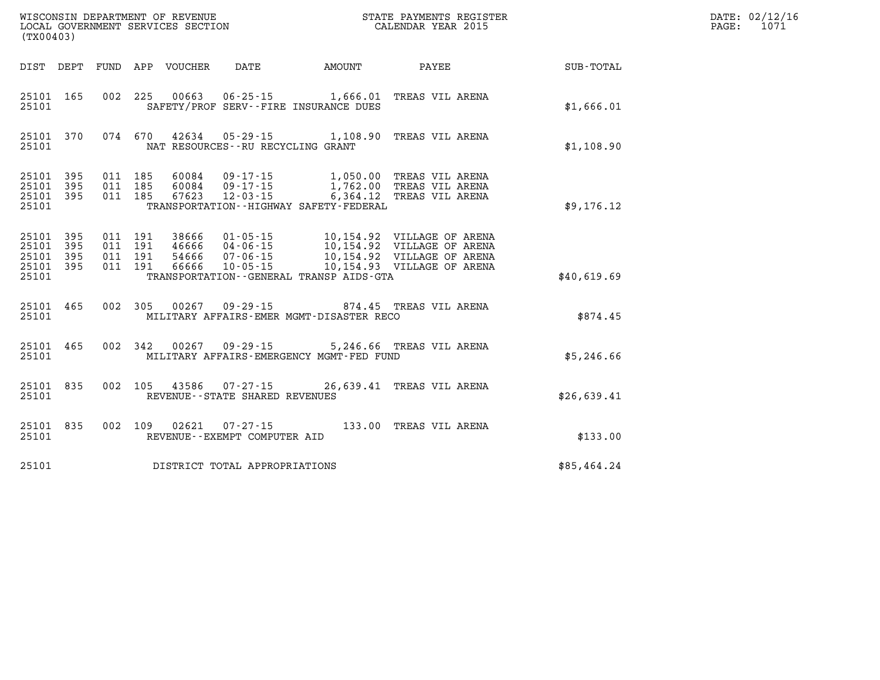WISCONSIN DEPARTMENT OF REVENUE
LOCAL GOVERNMENT SERVICES SECTION
(TX00403)

STATE PAYMENTS REGISTER
CALENDAR YEAR 2015

DATE: 02/12/16
PAGE: 1071

| DIST | DEPT | FUND | APP | VOUCHER | DATE | AMOUNT | PAYEE | SUB-TOTAL |
|---|---|---|---|---|---|---|---|---|
| 25101 | 165 | 002 | 225 | 00663 | 06-25-15 | 1,666.01 | TREAS VIL ARENA | |
| 25101 | | | | SAFETY/PROF SERV--FIRE INSURANCE DUES | | | | $1,666.01 |
| 25101 | 370 | 074 | 670 | 42634 | 05-29-15 | 1,108.90 | TREAS VIL ARENA | |
| 25101 | | | | NAT RESOURCES--RU RECYCLING GRANT | | | | $1,108.90 |
| 25101 | 395 | 011 | 185 | 60084 | 09-17-15 | 1,050.00 | TREAS VIL ARENA | |
| 25101 | 395 | 011 | 185 | 60084 | 09-17-15 | 1,762.00 | TREAS VIL ARENA | |
| 25101 | 395 | 011 | 185 | 67623 | 12-03-15 | 6,364.12 | TREAS VIL ARENA | |
| 25101 | | | | TRANSPORTATION--HIGHWAY SAFETY-FEDERAL | | | | $9,176.12 |
| 25101 | 395 | 011 | 191 | 38666 | 01-05-15 | 10,154.92 | VILLAGE OF ARENA | |
| 25101 | 395 | 011 | 191 | 46666 | 04-06-15 | 10,154.92 | VILLAGE OF ARENA | |
| 25101 | 395 | 011 | 191 | 54666 | 07-06-15 | 10,154.92 | VILLAGE OF ARENA | |
| 25101 | 395 | 011 | 191 | 66666 | 10-05-15 | 10,154.93 | VILLAGE OF ARENA | |
| 25101 | | | | TRANSPORTATION--GENERAL TRANSP AIDS-GTA | | | | $40,619.69 |
| 25101 | 465 | 002 | 305 | 00267 | 09-29-15 | 874.45 | TREAS VIL ARENA | |
| 25101 | | | | MILITARY AFFAIRS-EMER MGMT-DISASTER RECO | | | | $874.45 |
| 25101 | 465 | 002 | 342 | 00267 | 09-29-15 | 5,246.66 | TREAS VIL ARENA | |
| 25101 | | | | MILITARY AFFAIRS-EMERGENCY MGMT-FED FUND | | | | $5,246.66 |
| 25101 | 835 | 002 | 105 | 43586 | 07-27-15 | 26,639.41 | TREAS VIL ARENA | |
| 25101 | | | | REVENUE--STATE SHARED REVENUES | | | | $26,639.41 |
| 25101 | 835 | 002 | 109 | 02621 | 07-27-15 | 133.00 | TREAS VIL ARENA | |
| 25101 | | | | REVENUE--EXEMPT COMPUTER AID | | | | $133.00 |
| 25101 | | | | DISTRICT TOTAL APPROPRIATIONS | | | | $85,464.24 |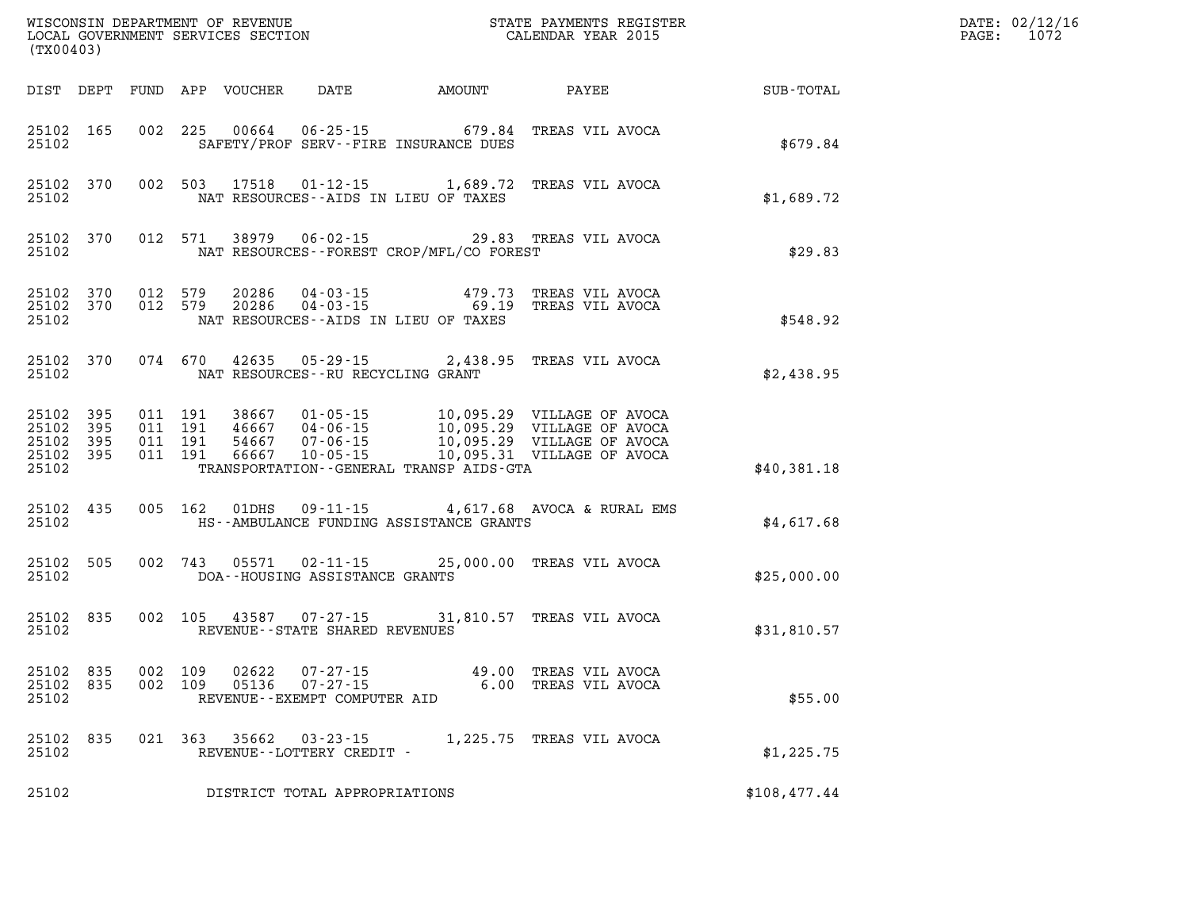WISCONSIN DEPARTMENT OF REVENUE
LOCAL GOVERNMENT SERVICES SECTION
(TX00403)

STATE PAYMENTS REGISTER
CALENDAR YEAR 2015

DATE: 02/12/16
PAGE: 1072

| DIST | DEPT | FUND | APP | VOUCHER | DATE | AMOUNT | PAYEE | SUB-TOTAL |
|---|---|---|---|---|---|---|---|---|
| 25102 | 165 | 002 | 225 | 00664 | 06-25-15 | 679.84 | TREAS VIL AVOCA | |
| 25102 | | | | | SAFETY/PROF SERV--FIRE INSURANCE DUES | | | $679.84 |
| 25102 | 370 | 002 | 503 | 17518 | 01-12-15 | 1,689.72 | TREAS VIL AVOCA | |
| 25102 | | | | | NAT RESOURCES--AIDS IN LIEU OF TAXES | | | $1,689.72 |
| 25102 | 370 | 012 | 571 | 38979 | 06-02-15 | 29.83 | TREAS VIL AVOCA | |
| 25102 | | | | | NAT RESOURCES--FOREST CROP/MFL/CO FOREST | | | $29.83 |
| 25102 | 370 | 012 | 579 | 20286 | 04-03-15 | 479.73 | TREAS VIL AVOCA | |
| 25102 | 370 | 012 | 579 | 20286 | 04-03-15 | 69.19 | TREAS VIL AVOCA | |
| 25102 | | | | | NAT RESOURCES--AIDS IN LIEU OF TAXES | | | $548.92 |
| 25102 | 370 | 074 | 670 | 42635 | 05-29-15 | 2,438.95 | TREAS VIL AVOCA | |
| 25102 | | | | | NAT RESOURCES--RU RECYCLING GRANT | | | $2,438.95 |
| 25102 | 395 | 011 | 191 | 38667 | 01-05-15 | 10,095.29 | VILLAGE OF AVOCA | |
| 25102 | 395 | 011 | 191 | 46667 | 04-06-15 | 10,095.29 | VILLAGE OF AVOCA | |
| 25102 | 395 | 011 | 191 | 54667 | 07-06-15 | 10,095.29 | VILLAGE OF AVOCA | |
| 25102 | 395 | 011 | 191 | 66667 | 10-05-15 | 10,095.31 | VILLAGE OF AVOCA | |
| 25102 | | | | | TRANSPORTATION--GENERAL TRANSP AIDS-GTA | | | $40,381.18 |
| 25102 | 435 | 005 | 162 | 01DHS | 09-11-15 | 4,617.68 | AVOCA & RURAL EMS | |
| 25102 | | | | | HS--AMBULANCE FUNDING ASSISTANCE GRANTS | | | $4,617.68 |
| 25102 | 505 | 002 | 743 | 05571 | 02-11-15 | 25,000.00 | TREAS VIL AVOCA | |
| 25102 | | | | | DOA--HOUSING ASSISTANCE GRANTS | | | $25,000.00 |
| 25102 | 835 | 002 | 105 | 43587 | 07-27-15 | 31,810.57 | TREAS VIL AVOCA | |
| 25102 | | | | | REVENUE--STATE SHARED REVENUES | | | $31,810.57 |
| 25102 | 835 | 002 | 109 | 02622 | 07-27-15 | 49.00 | TREAS VIL AVOCA | |
| 25102 | 835 | 002 | 109 | 05136 | 07-27-15 | 6.00 | TREAS VIL AVOCA | |
| 25102 | | | | | REVENUE--EXEMPT COMPUTER AID | | | $55.00 |
| 25102 | 835 | 021 | 363 | 35662 | 03-23-15 | 1,225.75 | TREAS VIL AVOCA | |
| 25102 | | | | | REVENUE--LOTTERY CREDIT - | | | $1,225.75 |
| 25102 | | | | | DISTRICT TOTAL APPROPRIATIONS | | | $108,477.44 |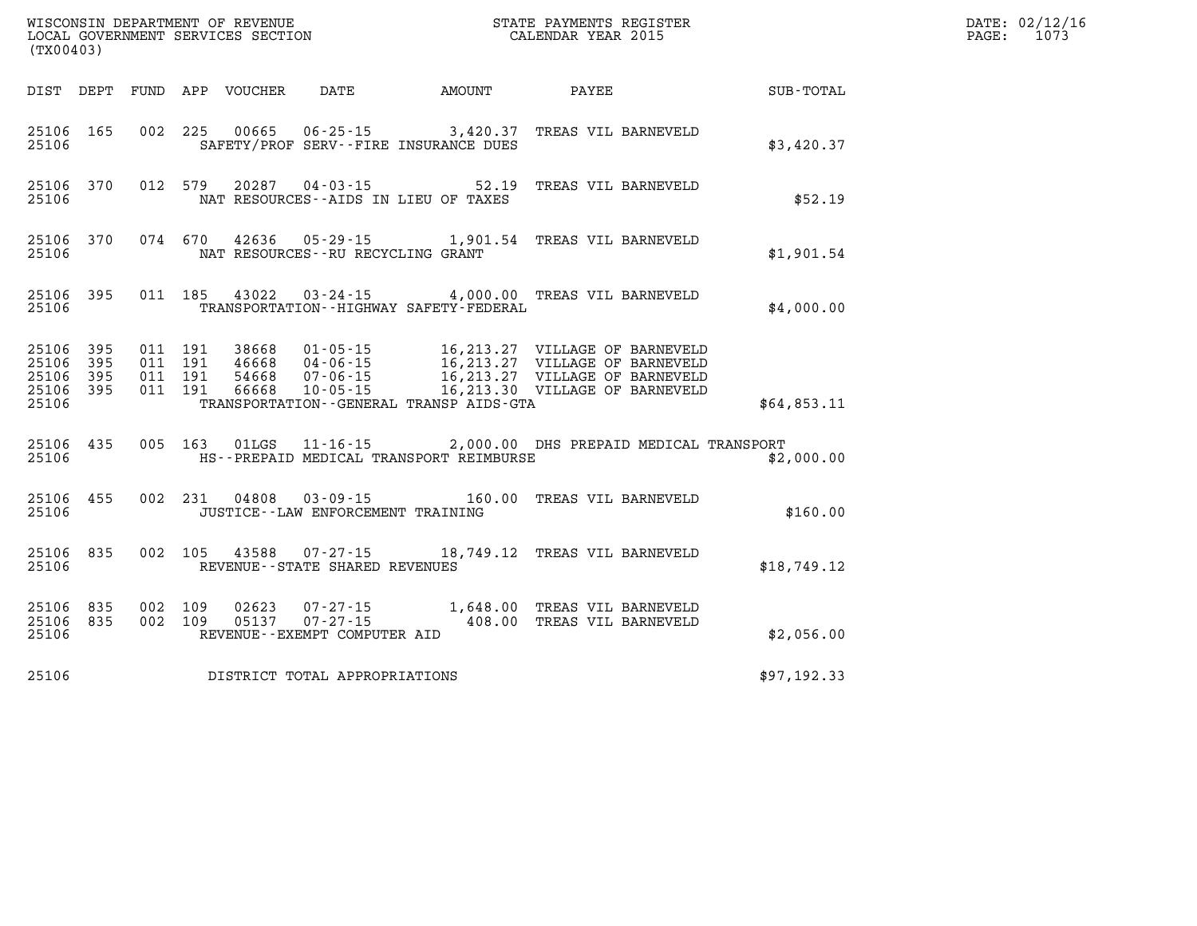WISCONSIN DEPARTMENT OF REVENUE
LOCAL GOVERNMENT SERVICES SECTION
(TX00403)

STATE PAYMENTS REGISTER
CALENDAR YEAR 2015

DATE: 02/12/16
PAGE: 1073

| DIST | DEPT | FUND | APP | VOUCHER | DATE | AMOUNT | PAYEE | SUB-TOTAL |
|---|---|---|---|---|---|---|---|---|
| 25106 | 165 | 002 | 225 | 00665 | 06-25-15 | 3,420.37 | TREAS VIL BARNEVELD | |
| 25106 | | | | | SAFETY/PROF SERV--FIRE INSURANCE DUES | | | $3,420.37 |
| 25106 | 370 | 012 | 579 | 20287 | 04-03-15 | 52.19 | TREAS VIL BARNEVELD | |
| 25106 | | | | | NAT RESOURCES--AIDS IN LIEU OF TAXES | | | $52.19 |
| 25106 | 370 | 074 | 670 | 42636 | 05-29-15 | 1,901.54 | TREAS VIL BARNEVELD | |
| 25106 | | | | | NAT RESOURCES--RU RECYCLING GRANT | | | $1,901.54 |
| 25106 | 395 | 011 | 185 | 43022 | 03-24-15 | 4,000.00 | TREAS VIL BARNEVELD | |
| 25106 | | | | | TRANSPORTATION--HIGHWAY SAFETY-FEDERAL | | | $4,000.00 |
| 25106 | 395 | 011 | 191 | 38668 | 01-05-15 | 16,213.27 | VILLAGE OF BARNEVELD | |
| 25106 | 395 | 011 | 191 | 46668 | 04-06-15 | 16,213.27 | VILLAGE OF BARNEVELD | |
| 25106 | 395 | 011 | 191 | 54668 | 07-06-15 | 16,213.27 | VILLAGE OF BARNEVELD | |
| 25106 | 395 | 011 | 191 | 66668 | 10-05-15 | 16,213.30 | VILLAGE OF BARNEVELD | |
| 25106 | | | | | TRANSPORTATION--GENERAL TRANSP AIDS-GTA | | | $64,853.11 |
| 25106 | 435 | 005 | 163 | 01LGS | 11-16-15 | 2,000.00 | DHS PREPAID MEDICAL TRANSPORT | |
| 25106 | | | | | HS--PREPAID MEDICAL TRANSPORT REIMBURSE | | | $2,000.00 |
| 25106 | 455 | 002 | 231 | 04808 | 03-09-15 | 160.00 | TREAS VIL BARNEVELD | |
| 25106 | | | | | JUSTICE--LAW ENFORCEMENT TRAINING | | | $160.00 |
| 25106 | 835 | 002 | 105 | 43588 | 07-27-15 | 18,749.12 | TREAS VIL BARNEVELD | |
| 25106 | | | | | REVENUE--STATE SHARED REVENUES | | | $18,749.12 |
| 25106 | 835 | 002 | 109 | 02623 | 07-27-15 | 1,648.00 | TREAS VIL BARNEVELD | |
| 25106 | 835 | 002 | 109 | 05137 | 07-27-15 | 408.00 | TREAS VIL BARNEVELD | |
| 25106 | | | | | REVENUE--EXEMPT COMPUTER AID | | | $2,056.00 |
| 25106 | | | | | DISTRICT TOTAL APPROPRIATIONS | | | $97,192.33 |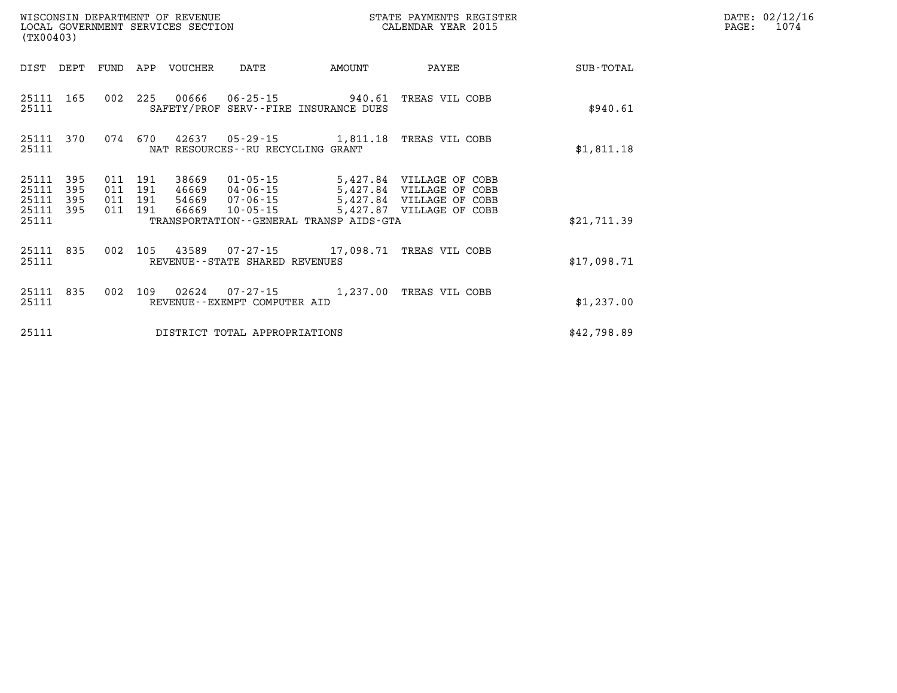WISCONSIN DEPARTMENT OF REVENUE
LOCAL GOVERNMENT SERVICES SECTION
(TX00403)

STATE PAYMENTS REGISTER
CALENDAR YEAR 2015

DATE: 02/12/16

| DIST | DEPT | FUND | APP | VOUCHER | DATE | AMOUNT | PAYEE | SUB-TOTAL |
|---|---|---|---|---|---|---|---|---|
| 25111 | 165 | 002 | 225 | 00666 | 06-25-15 | 940.61 | TREAS VIL COBB | |
| 25111 | | | | SAFETY/PROF SERV--FIRE INSURANCE DUES | | | | $940.61 |
| 25111 | 370 | 074 | 670 | 42637 | 05-29-15 | 1,811.18 | TREAS VIL COBB | |
| 25111 | | | | NAT RESOURCES--RU RECYCLING GRANT | | | | $1,811.18 |
| 25111 | 395 | 011 | 191 | 38669 | 01-05-15 | 5,427.84 | VILLAGE OF COBB | |
| 25111 | 395 | 011 | 191 | 46669 | 04-06-15 | 5,427.84 | VILLAGE OF COBB | |
| 25111 | 395 | 011 | 191 | 54669 | 07-06-15 | 5,427.84 | VILLAGE OF COBB | |
| 25111 | 395 | 011 | 191 | 66669 | 10-05-15 | 5,427.87 | VILLAGE OF COBB | |
| 25111 | | | | TRANSPORTATION--GENERAL TRANSP AIDS-GTA | | | | $21,711.39 |
| 25111 | 835 | 002 | 105 | 43589 | 07-27-15 | 17,098.71 | TREAS VIL COBB | |
| 25111 | | | | REVENUE--STATE SHARED REVENUES | | | | $17,098.71 |
| 25111 | 835 | 002 | 109 | 02624 | 07-27-15 | 1,237.00 | TREAS VIL COBB | |
| 25111 | | | | REVENUE--EXEMPT COMPUTER AID | | | | $1,237.00 |
| 25111 | | | | DISTRICT TOTAL APPROPRIATIONS | | | | $42,798.89 |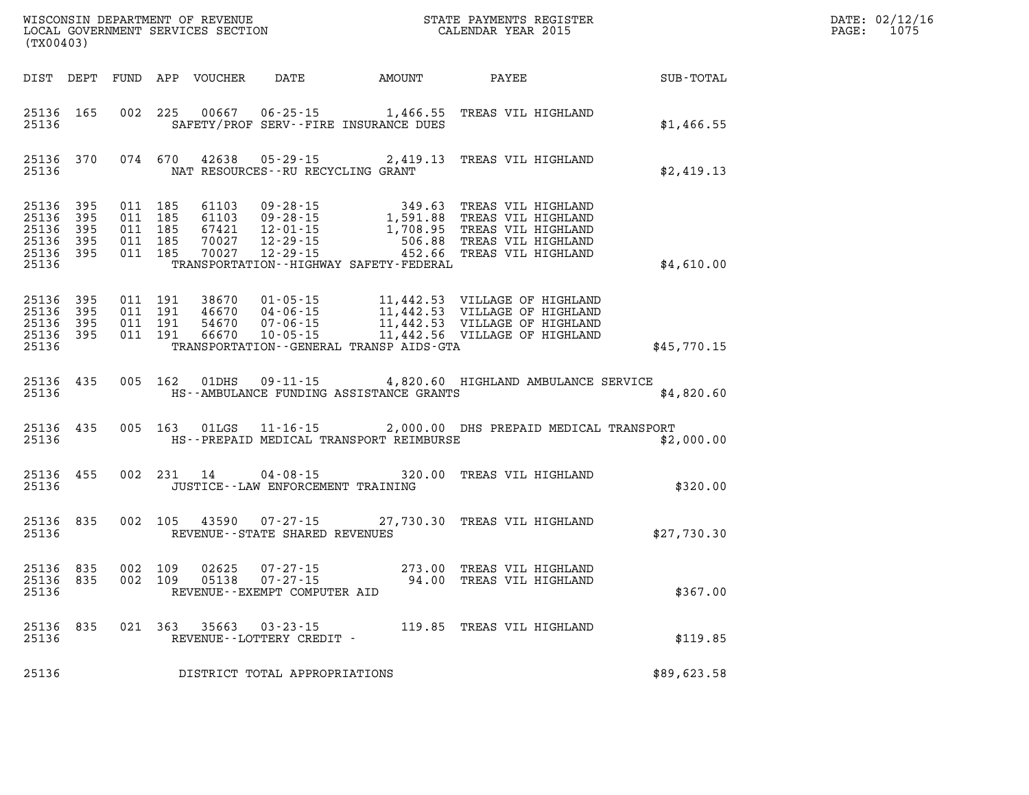WISCONSIN DEPARTMENT OF REVENUE
LOCAL GOVERNMENT SERVICES SECTION
(TX00403)

STATE PAYMENTS REGISTER
CALENDAR YEAR 2015

DATE: 02/12/16
PAGE: 1075

| DIST | DEPT | FUND | APP | VOUCHER | DATE | AMOUNT | PAYEE | SUB-TOTAL |
|---|---|---|---|---|---|---|---|---|
| 25136 | 165 | 002 | 225 | 00667 | 06-25-15 | 1,466.55 | TREAS VIL HIGHLAND | |
| 25136 | | | | | SAFETY/PROF SERV--FIRE INSURANCE DUES | | | $1,466.55 |
| 25136 | 370 | 074 | 670 | 42638 | 05-29-15 | 2,419.13 | TREAS VIL HIGHLAND | |
| 25136 | | | | | NAT RESOURCES--RU RECYCLING GRANT | | | $2,419.13 |
| 25136 | 395 | 011 | 185 | 61103 | 09-28-15 | 349.63 | TREAS VIL HIGHLAND | |
| 25136 | 395 | 011 | 185 | 61103 | 09-28-15 | 1,591.88 | TREAS VIL HIGHLAND | |
| 25136 | 395 | 011 | 185 | 67421 | 12-01-15 | 1,708.95 | TREAS VIL HIGHLAND | |
| 25136 | 395 | 011 | 185 | 70027 | 12-29-15 | 506.88 | TREAS VIL HIGHLAND | |
| 25136 | 395 | 011 | 185 | 70027 | 12-29-15 | 452.66 | TREAS VIL HIGHLAND | |
| 25136 | | | | | TRANSPORTATION--HIGHWAY SAFETY-FEDERAL | | | $4,610.00 |
| 25136 | 395 | 011 | 191 | 38670 | 01-05-15 | 11,442.53 | VILLAGE OF HIGHLAND | |
| 25136 | 395 | 011 | 191 | 46670 | 04-06-15 | 11,442.53 | VILLAGE OF HIGHLAND | |
| 25136 | 395 | 011 | 191 | 54670 | 07-06-15 | 11,442.53 | VILLAGE OF HIGHLAND | |
| 25136 | 395 | 011 | 191 | 66670 | 10-05-15 | 11,442.56 | VILLAGE OF HIGHLAND | |
| 25136 | | | | | TRANSPORTATION--GENERAL TRANSP AIDS-GTA | | | $45,770.15 |
| 25136 | 435 | 005 | 162 | 01DHS | 09-11-15 | 4,820.60 | HIGHLAND AMBULANCE SERVICE | |
| 25136 | | | | | HS--AMBULANCE FUNDING ASSISTANCE GRANTS | | | $4,820.60 |
| 25136 | 435 | 005 | 163 | 01LGS | 11-16-15 | 2,000.00 | DHS PREPAID MEDICAL TRANSPORT | |
| 25136 | | | | | HS--PREPAID MEDICAL TRANSPORT REIMBURSE | | | $2,000.00 |
| 25136 | 455 | 002 | 231 | 14 | 04-08-15 | 320.00 | TREAS VIL HIGHLAND | |
| 25136 | | | | | JUSTICE--LAW ENFORCEMENT TRAINING | | | $320.00 |
| 25136 | 835 | 002 | 105 | 43590 | 07-27-15 | 27,730.30 | TREAS VIL HIGHLAND | |
| 25136 | | | | | REVENUE--STATE SHARED REVENUES | | | $27,730.30 |
| 25136 | 835 | 002 | 109 | 02625 | 07-27-15 | 273.00 | TREAS VIL HIGHLAND | |
| 25136 | 835 | 002 | 109 | 05138 | 07-27-15 | 94.00 | TREAS VIL HIGHLAND | |
| 25136 | | | | | REVENUE--EXEMPT COMPUTER AID | | | $367.00 |
| 25136 | 835 | 021 | 363 | 35663 | 03-23-15 | 119.85 | TREAS VIL HIGHLAND | |
| 25136 | | | | | REVENUE--LOTTERY CREDIT - | | | $119.85 |
| 25136 | | | | | DISTRICT TOTAL APPROPRIATIONS | | | $89,623.58 |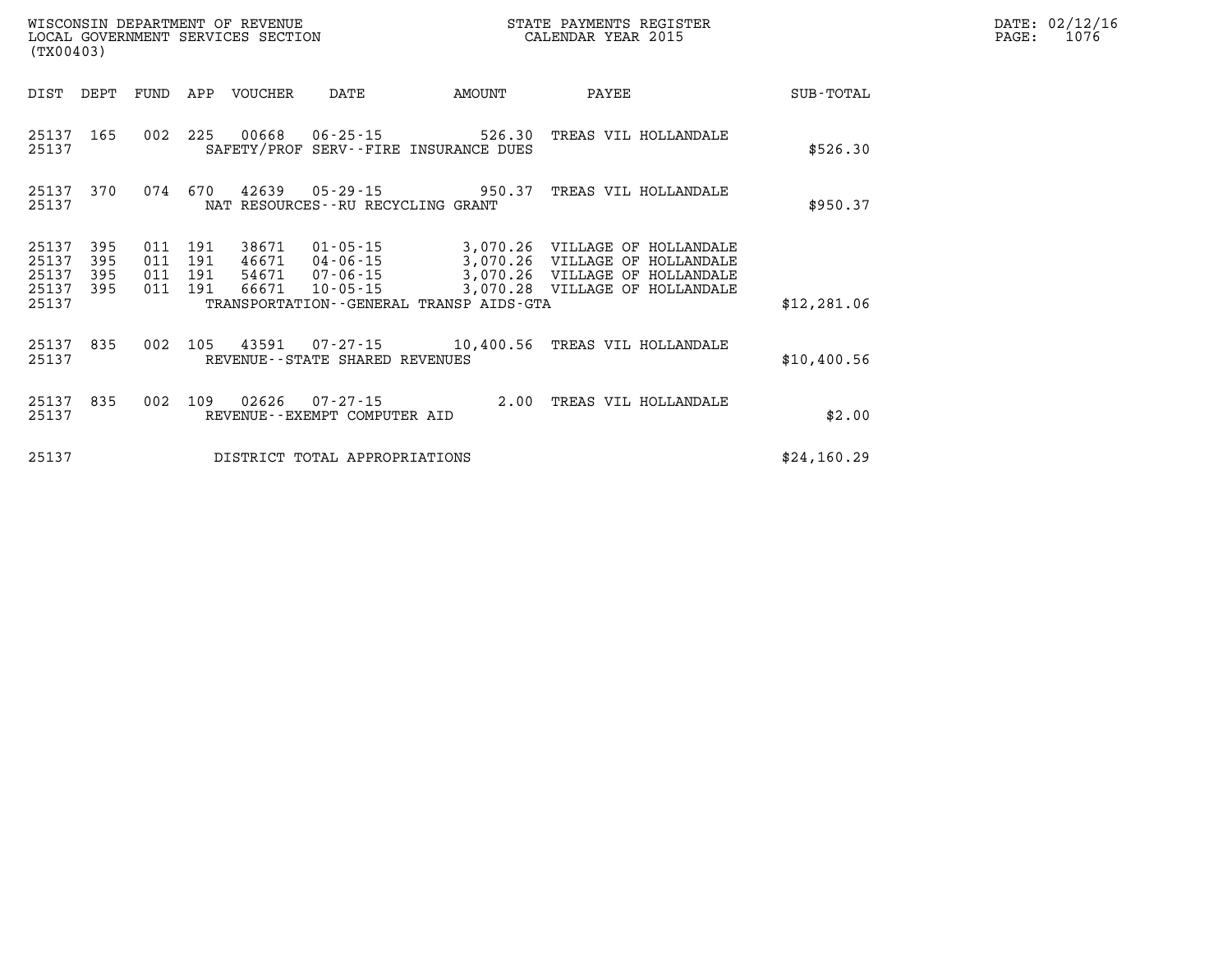WISCONSIN DEPARTMENT OF REVENUE
LOCAL GOVERNMENT SERVICES SECTION
(TX00403)

STATE PAYMENTS REGISTER
CALENDAR YEAR 2015

DATE: 02/12/16
PAGE: 1076

| DIST | DEPT | FUND | APP | VOUCHER | DATE | AMOUNT | PAYEE | SUB-TOTAL |
|---|---|---|---|---|---|---|---|---|
| 25137 | 165 | 002 | 225 | 00668 | 06-25-15 | 526.30 | TREAS VIL HOLLANDALE | |
| 25137 | | | | SAFETY/PROF SERV--FIRE INSURANCE DUES | | | | $526.30 |
| 25137 | 370 | 074 | 670 | 42639 | 05-29-15 | 950.37 | TREAS VIL HOLLANDALE | |
| 25137 | | | | NAT RESOURCES--RU RECYCLING GRANT | | | | $950.37 |
| 25137 | 395 | 011 | 191 | 38671 | 01-05-15 | 3,070.26 | VILLAGE OF HOLLANDALE | |
| 25137 | 395 | 011 | 191 | 46671 | 04-06-15 | 3,070.26 | VILLAGE OF HOLLANDALE | |
| 25137 | 395 | 011 | 191 | 54671 | 07-06-15 | 3,070.26 | VILLAGE OF HOLLANDALE | |
| 25137 | 395 | 011 | 191 | 66671 | 10-05-15 | 3,070.28 | VILLAGE OF HOLLANDALE | |
| 25137 | | | | TRANSPORTATION--GENERAL TRANSP AIDS-GTA | | | | $12,281.06 |
| 25137 | 835 | 002 | 105 | 43591 | 07-27-15 | 10,400.56 | TREAS VIL HOLLANDALE | |
| 25137 | | | | REVENUE--STATE SHARED REVENUES | | | | $10,400.56 |
| 25137 | 835 | 002 | 109 | 02626 | 07-27-15 | 2.00 | TREAS VIL HOLLANDALE | |
| 25137 | | | | REVENUE--EXEMPT COMPUTER AID | | | | $2.00 |
| 25137 | | | | DISTRICT TOTAL APPROPRIATIONS | | | | $24,160.29 |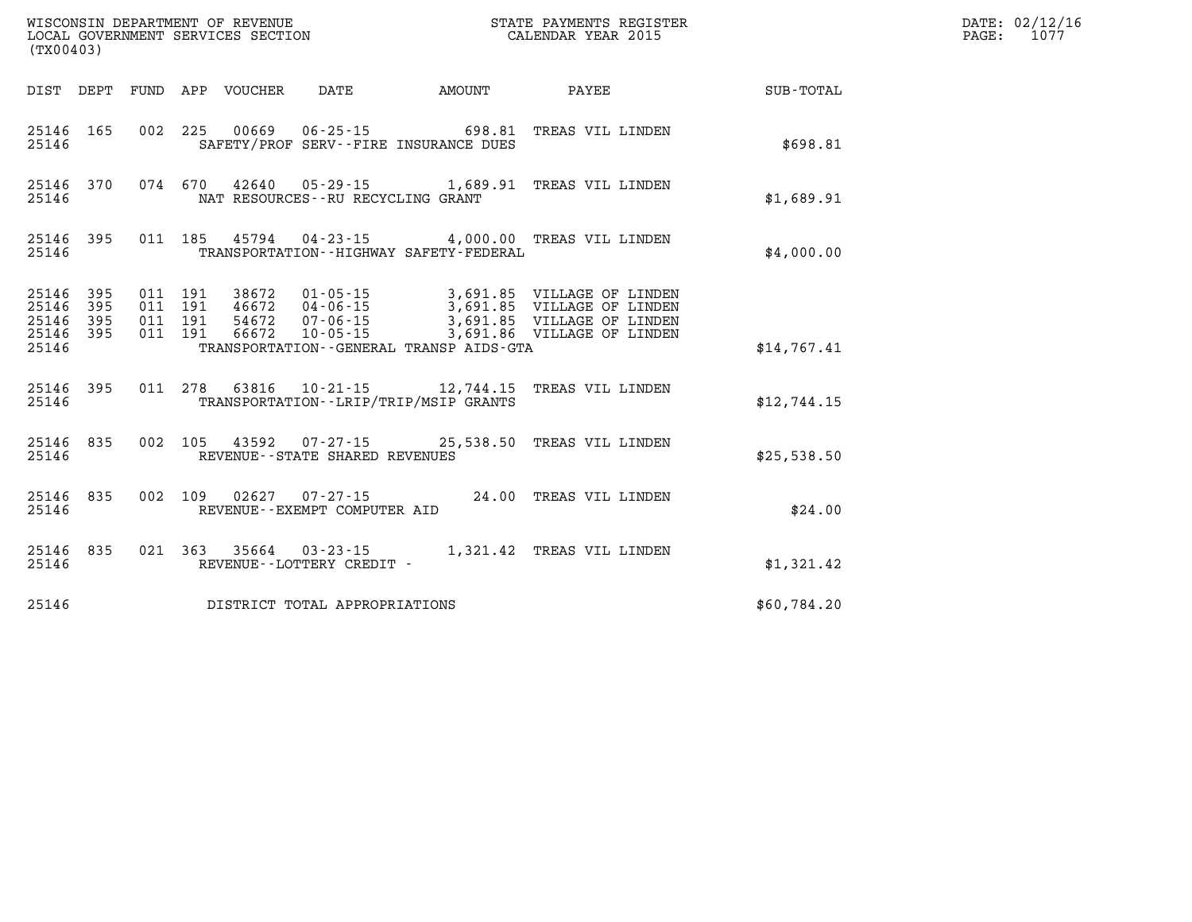WISCONSIN DEPARTMENT OF REVENUE
LOCAL GOVERNMENT SERVICES SECTION
(TX00403)

STATE PAYMENTS REGISTER
CALENDAR YEAR 2015

DATE: 02/12/16
PAGE: 1077

| DIST | DEPT | FUND | APP | VOUCHER | DATE | AMOUNT | PAYEE | SUB-TOTAL |
|---|---|---|---|---|---|---|---|---|
| 25146 | 165 | 002 | 225 | 00669 | 06-25-15 | 698.81 | TREAS VIL LINDEN | |
| 25146 | | | | SAFETY/PROF SERV--FIRE INSURANCE DUES | | | | $698.81 |
| 25146 | 370 | 074 | 670 | 42640 | 05-29-15 | 1,689.91 | TREAS VIL LINDEN | |
| 25146 | | | | NAT RESOURCES--RU RECYCLING GRANT | | | | $1,689.91 |
| 25146 | 395 | 011 | 185 | 45794 | 04-23-15 | 4,000.00 | TREAS VIL LINDEN | |
| 25146 | | | | TRANSPORTATION--HIGHWAY SAFETY-FEDERAL | | | | $4,000.00 |
| 25146 | 395 | 011 | 191 | 38672 | 01-05-15 | 3,691.85 | VILLAGE OF LINDEN | |
| 25146 | 395 | 011 | 191 | 46672 | 04-06-15 | 3,691.85 | VILLAGE OF LINDEN | |
| 25146 | 395 | 011 | 191 | 54672 | 07-06-15 | 3,691.85 | VILLAGE OF LINDEN | |
| 25146 | 395 | 011 | 191 | 66672 | 10-05-15 | 3,691.86 | VILLAGE OF LINDEN | |
| 25146 | | | | TRANSPORTATION--GENERAL TRANSP AIDS-GTA | | | | $14,767.41 |
| 25146 | 395 | 011 | 278 | 63816 | 10-21-15 | 12,744.15 | TREAS VIL LINDEN | |
| 25146 | | | | TRANSPORTATION--LRIP/TRIP/MSIP GRANTS | | | | $12,744.15 |
| 25146 | 835 | 002 | 105 | 43592 | 07-27-15 | 25,538.50 | TREAS VIL LINDEN | |
| 25146 | | | | REVENUE--STATE SHARED REVENUES | | | | $25,538.50 |
| 25146 | 835 | 002 | 109 | 02627 | 07-27-15 | 24.00 | TREAS VIL LINDEN | |
| 25146 | | | | REVENUE--EXEMPT COMPUTER AID | | | | $24.00 |
| 25146 | 835 | 021 | 363 | 35664 | 03-23-15 | 1,321.42 | TREAS VIL LINDEN | |
| 25146 | | | | REVENUE--LOTTERY CREDIT - | | | | $1,321.42 |
| 25146 | | | | DISTRICT TOTAL APPROPRIATIONS | | | | $60,784.20 |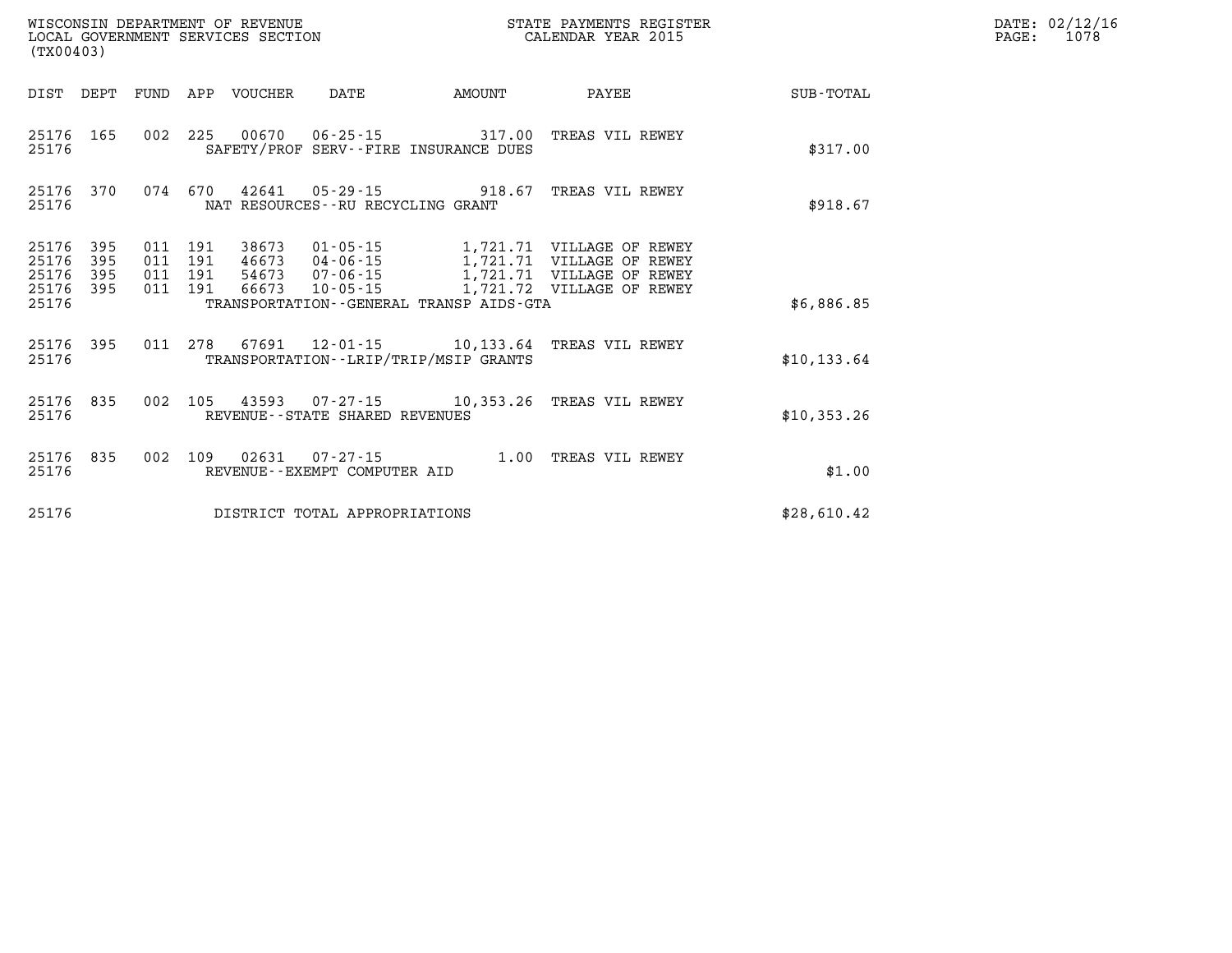WISCONSIN DEPARTMENT OF REVENUE
LOCAL GOVERNMENT SERVICES SECTION
(TX00403)

STATE PAYMENTS REGISTER
CALENDAR YEAR 2015

DATE: 02/12/16
PAGE: 1078

| DIST | DEPT | FUND | APP | VOUCHER | DATE | AMOUNT | PAYEE | SUB-TOTAL |
|---|---|---|---|---|---|---|---|---|
| 25176 | 165 | 002 | 225 | 00670 | 06-25-15 | 317.00 | TREAS VIL REWEY | |
| 25176 | | | | SAFETY/PROF SERV--FIRE INSURANCE DUES | | | | $317.00 |
| 25176 | 370 | 074 | 670 | 42641 | 05-29-15 | 918.67 | TREAS VIL REWEY | |
| 25176 | | | | NAT RESOURCES--RU RECYCLING GRANT | | | | $918.67 |
| 25176 | 395 | 011 | 191 | 38673 | 01-05-15 | 1,721.71 | VILLAGE OF REWEY | |
| 25176 | 395 | 011 | 191 | 46673 | 04-06-15 | 1,721.71 | VILLAGE OF REWEY | |
| 25176 | 395 | 011 | 191 | 54673 | 07-06-15 | 1,721.71 | VILLAGE OF REWEY | |
| 25176 | 395 | 011 | 191 | 66673 | 10-05-15 | 1,721.72 | VILLAGE OF REWEY | |
| 25176 | | | | TRANSPORTATION--GENERAL TRANSP AIDS-GTA | | | | $6,886.85 |
| 25176 | 395 | 011 | 278 | 67691 | 12-01-15 | 10,133.64 | TREAS VIL REWEY | |
| 25176 | | | | TRANSPORTATION--LRIP/TRIP/MSIP GRANTS | | | | $10,133.64 |
| 25176 | 835 | 002 | 105 | 43593 | 07-27-15 | 10,353.26 | TREAS VIL REWEY | |
| 25176 | | | | REVENUE--STATE SHARED REVENUES | | | | $10,353.26 |
| 25176 | 835 | 002 | 109 | 02631 | 07-27-15 | 1.00 | TREAS VIL REWEY | |
| 25176 | | | | REVENUE--EXEMPT COMPUTER AID | | | | $1.00 |
| 25176 | | | | DISTRICT TOTAL APPROPRIATIONS | | | | $28,610.42 |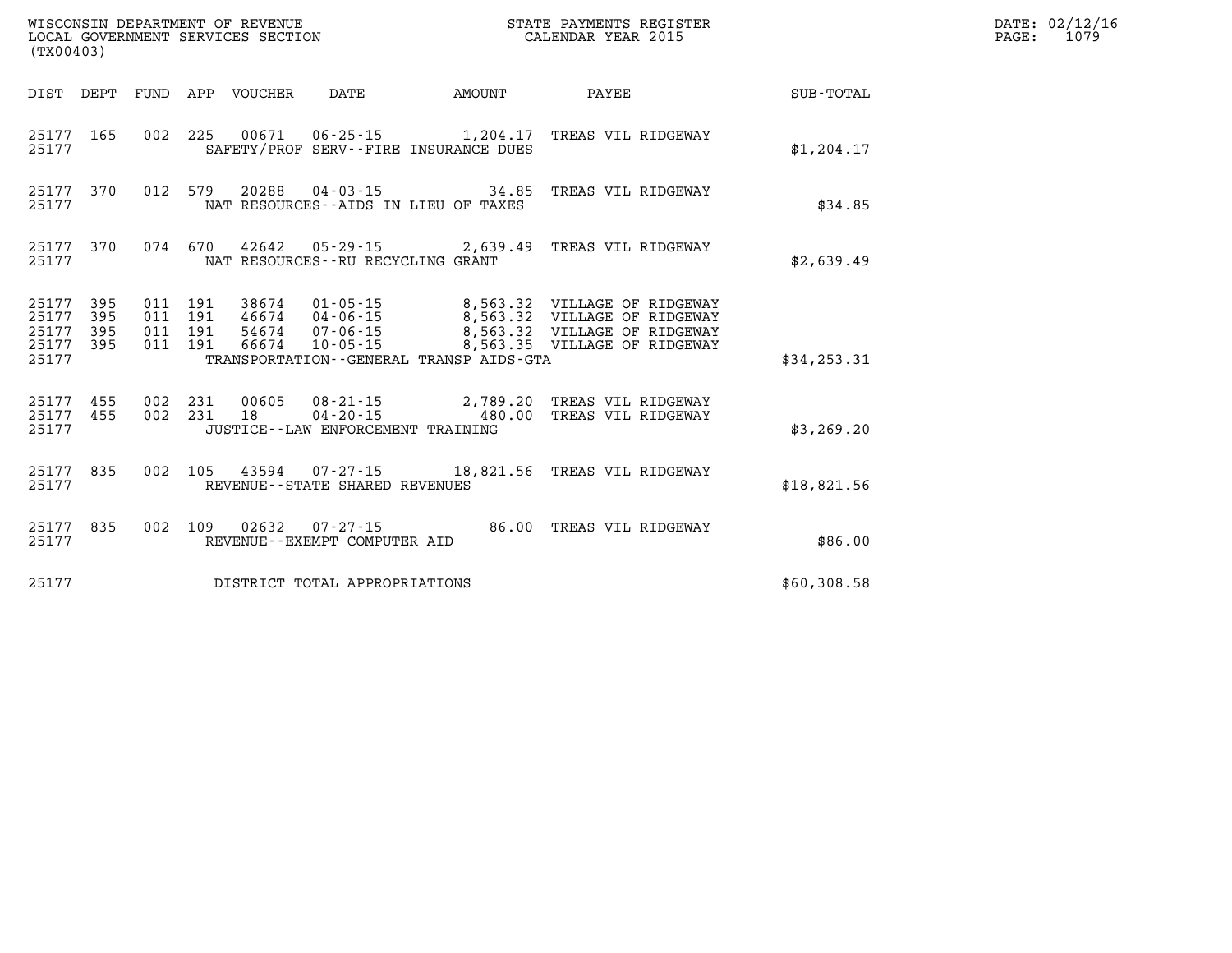WISCONSIN DEPARTMENT OF REVENUE
LOCAL GOVERNMENT SERVICES SECTION
(TX00403)

STATE PAYMENTS REGISTER
CALENDAR YEAR 2015

DATE: 02/12/16
PAGE: 1079

| DIST | DEPT | FUND | APP | VOUCHER | DATE | AMOUNT | PAYEE | SUB-TOTAL |
|---|---|---|---|---|---|---|---|---|
| 25177 | 165 | 002 | 225 | 00671 | 06-25-15 | 1,204.17 | TREAS VIL RIDGEWAY | |
| 25177 | | | | | SAFETY/PROF SERV--FIRE INSURANCE DUES | | | $1,204.17 |
| 25177 | 370 | 012 | 579 | 20288 | 04-03-15 | 34.85 | TREAS VIL RIDGEWAY | |
| 25177 | | | | | NAT RESOURCES--AIDS IN LIEU OF TAXES | | | $34.85 |
| 25177 | 370 | 074 | 670 | 42642 | 05-29-15 | 2,639.49 | TREAS VIL RIDGEWAY | |
| 25177 | | | | | NAT RESOURCES--RU RECYCLING GRANT | | | $2,639.49 |
| 25177 | 395 | 011 | 191 | 38674 | 01-05-15 | 8,563.32 | VILLAGE OF RIDGEWAY | |
| 25177 | 395 | 011 | 191 | 46674 | 04-06-15 | 8,563.32 | VILLAGE OF RIDGEWAY | |
| 25177 | 395 | 011 | 191 | 54674 | 07-06-15 | 8,563.32 | VILLAGE OF RIDGEWAY | |
| 25177 | 395 | 011 | 191 | 66674 | 10-05-15 | 8,563.35 | VILLAGE OF RIDGEWAY | |
| 25177 | | | | | TRANSPORTATION--GENERAL TRANSP AIDS-GTA | | | $34,253.31 |
| 25177 | 455 | 002 | 231 | 00605 | 08-21-15 | 2,789.20 | TREAS VIL RIDGEWAY | |
| 25177 | 455 | 002 | 231 | 18 | 04-20-15 | 480.00 | TREAS VIL RIDGEWAY | |
| 25177 | | | | | JUSTICE--LAW ENFORCEMENT TRAINING | | | $3,269.20 |
| 25177 | 835 | 002 | 105 | 43594 | 07-27-15 | 18,821.56 | TREAS VIL RIDGEWAY | |
| 25177 | | | | | REVENUE--STATE SHARED REVENUES | | | $18,821.56 |
| 25177 | 835 | 002 | 109 | 02632 | 07-27-15 | 86.00 | TREAS VIL RIDGEWAY | |
| 25177 | | | | | REVENUE--EXEMPT COMPUTER AID | | | $86.00 |
| 25177 | | | | | DISTRICT TOTAL APPROPRIATIONS | | | $60,308.58 |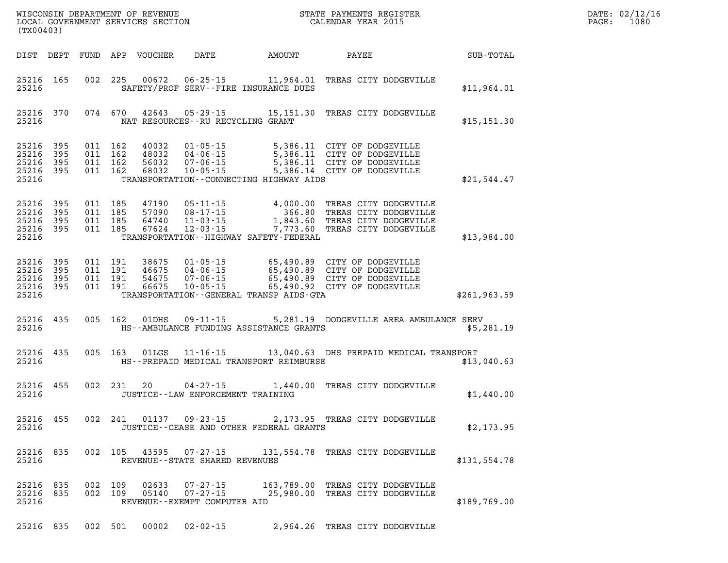WISCONSIN DEPARTMENT OF REVENUE
LOCAL GOVERNMENT SERVICES SECTION
(TX00403)

STATE PAYMENTS REGISTER
CALENDAR YEAR 2015

DATE: 02/12/16
PAGE: 1080

| DIST | DEPT | FUND | APP | VOUCHER | DATE | AMOUNT | PAYEE | SUB-TOTAL |
|---|---|---|---|---|---|---|---|---|
| 25216 | 165 | 002 | 225 | 00672 | 06-25-15 | 11,964.01 | TREAS CITY DODGEVILLE | |
| 25216 | | | | | SAFETY/PROF SERV--FIRE INSURANCE DUES | | | $11,964.01 |
| 25216 | 370 | 074 | 670 | 42643 | 05-29-15 | 15,151.30 | TREAS CITY DODGEVILLE | |
| 25216 | | | | | NAT RESOURCES--RU RECYCLING GRANT | | | $15,151.30 |
| 25216 | 395 | 011 | 162 | 40032 | 01-05-15 | 5,386.11 | CITY OF DODGEVILLE | |
| 25216 | 395 | 011 | 162 | 48032 | 04-06-15 | 5,386.11 | CITY OF DODGEVILLE | |
| 25216 | 395 | 011 | 162 | 56032 | 07-06-15 | 5,386.11 | CITY OF DODGEVILLE | |
| 25216 | 395 | 011 | 162 | 68032 | 10-05-15 | 5,386.14 | CITY OF DODGEVILLE | |
| 25216 | | | | | TRANSPORTATION--CONNECTING HIGHWAY AIDS | | | $21,544.47 |
| 25216 | 395 | 011 | 185 | 47190 | 05-11-15 | 4,000.00 | TREAS CITY DODGEVILLE | |
| 25216 | 395 | 011 | 185 | 57090 | 08-17-15 | 366.80 | TREAS CITY DODGEVILLE | |
| 25216 | 395 | 011 | 185 | 64740 | 11-03-15 | 1,843.60 | TREAS CITY DODGEVILLE | |
| 25216 | 395 | 011 | 185 | 67624 | 12-03-15 | 7,773.60 | TREAS CITY DODGEVILLE | |
| 25216 | | | | | TRANSPORTATION--HIGHWAY SAFETY-FEDERAL | | | $13,984.00 |
| 25216 | 395 | 011 | 191 | 38675 | 01-05-15 | 65,490.89 | CITY OF DODGEVILLE | |
| 25216 | 395 | 011 | 191 | 46675 | 04-06-15 | 65,490.89 | CITY OF DODGEVILLE | |
| 25216 | 395 | 011 | 191 | 54675 | 07-06-15 | 65,490.89 | CITY OF DODGEVILLE | |
| 25216 | 395 | 011 | 191 | 66675 | 10-05-15 | 65,490.92 | CITY OF DODGEVILLE | |
| 25216 | | | | | TRANSPORTATION--GENERAL TRANSP AIDS-GTA | | | $261,963.59 |
| 25216 | 435 | 005 | 162 | 01DHS | 09-11-15 | 5,281.19 | DODGEVILLE AREA AMBULANCE SERV | |
| 25216 | | | | | HS--AMBULANCE FUNDING ASSISTANCE GRANTS | | | $5,281.19 |
| 25216 | 435 | 005 | 163 | 01LGS | 11-16-15 | 13,040.63 | DHS PREPAID MEDICAL TRANSPORT | |
| 25216 | | | | | HS--PREPAID MEDICAL TRANSPORT REIMBURSE | | | $13,040.63 |
| 25216 | 455 | 002 | 231 | 20 | 04-27-15 | 1,440.00 | TREAS CITY DODGEVILLE | |
| 25216 | | | | | JUSTICE--LAW ENFORCEMENT TRAINING | | | $1,440.00 |
| 25216 | 455 | 002 | 241 | 01137 | 09-23-15 | 2,173.95 | TREAS CITY DODGEVILLE | |
| 25216 | | | | | JUSTICE--CEASE AND OTHER FEDERAL GRANTS | | | $2,173.95 |
| 25216 | 835 | 002 | 105 | 43595 | 07-27-15 | 131,554.78 | TREAS CITY DODGEVILLE | |
| 25216 | | | | | REVENUE--STATE SHARED REVENUES | | | $131,554.78 |
| 25216 | 835 | 002 | 109 | 02633 | 07-27-15 | 163,789.00 | TREAS CITY DODGEVILLE | |
| 25216 | 835 | 002 | 109 | 05140 | 07-27-15 | 25,980.00 | TREAS CITY DODGEVILLE | |
| 25216 | | | | | REVENUE--EXEMPT COMPUTER AID | | | $189,769.00 |
| 25216 | 835 | 002 | 501 | 00002 | 02-02-15 | 2,964.26 | TREAS CITY DODGEVILLE | |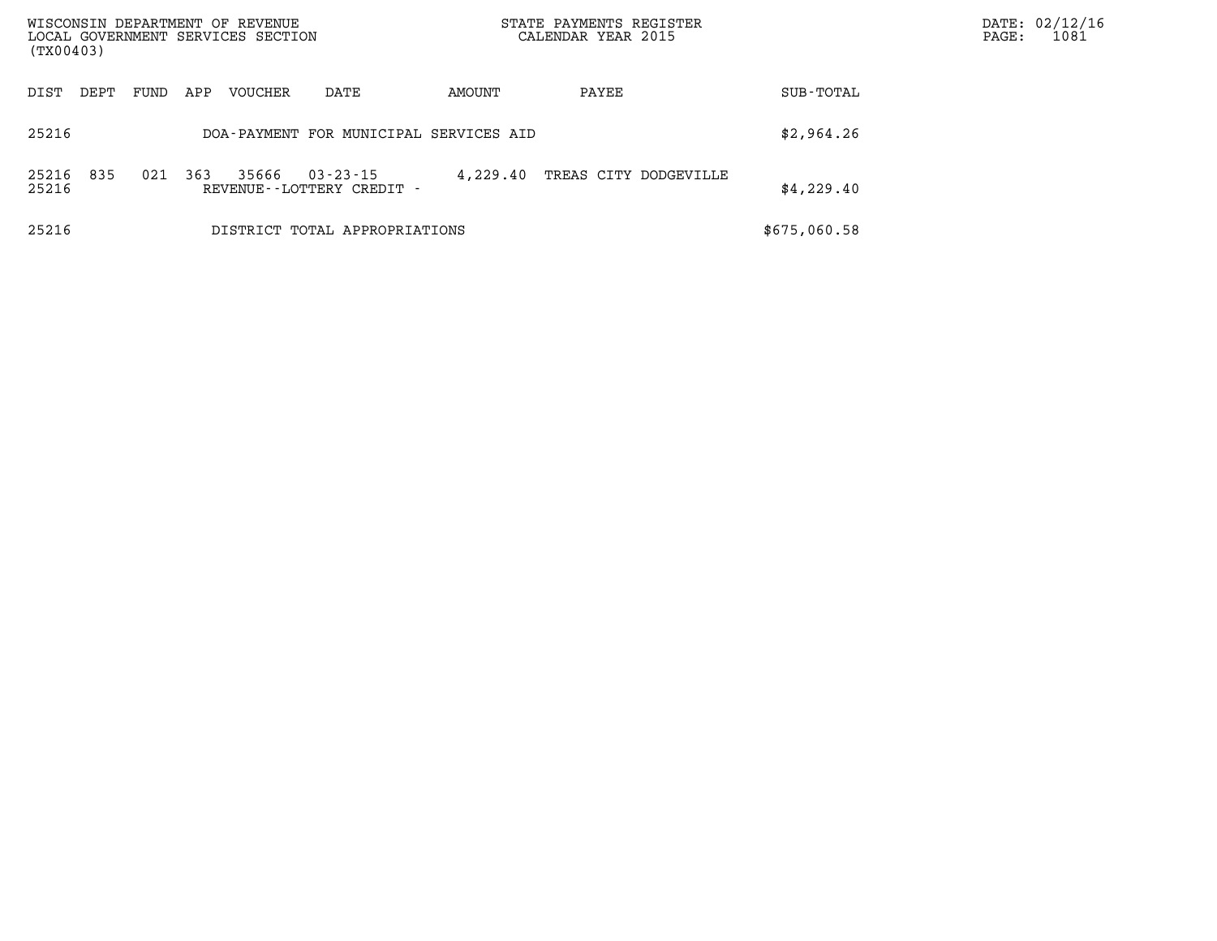| DIST | DEPT | FUND | APP | VOUCHER | DATE | AMOUNT | PAYEE | SUB-TOTAL |
|---|---|---|---|---|---|---|---|---|
| 25216 | | | | DOA-PAYMENT FOR MUNICIPAL SERVICES AID | | | | \$2,964.26 |
| 25216 | 835 | 021 | 363 | 35666 | 03-23-15 | 4,229.40 | TREAS CITY DODGEVILLE | |
| 25216 | | | | REVENUE--LOTTERY CREDIT - | | | | \$4,229.40 |
| 25216 | | | | DISTRICT TOTAL APPROPRIATIONS | | | | \$675,060.58 |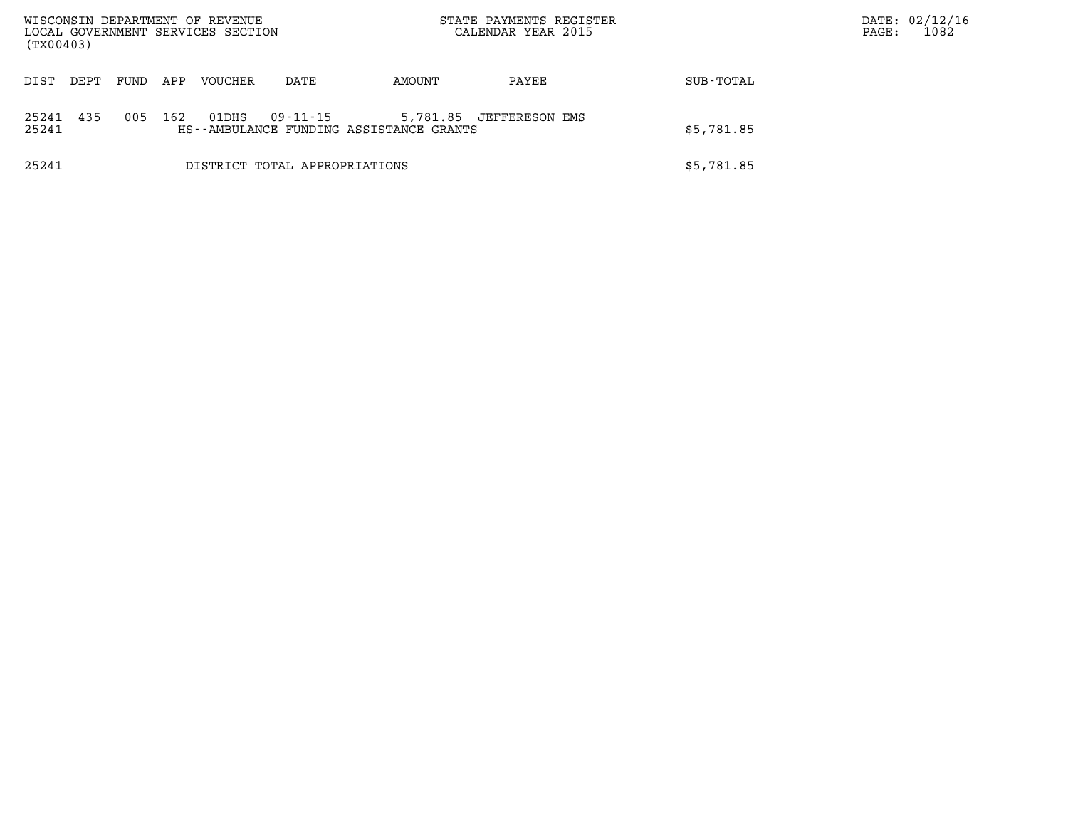WISCONSIN DEPARTMENT OF REVENUE
LOCAL GOVERNMENT SERVICES SECTION
(TX00403)

STATE PAYMENTS REGISTER
CALENDAR YEAR 2015

DATE: 02/12/16

| DIST | DEPT | FUND | APP | VOUCHER | DATE | AMOUNT | PAYEE | SUB-TOTAL |
|---|---|---|---|---|---|---|---|---|
| 25241 | 435 | 005 | 162 | 01DHS | 09-11-15 | 5,781.85 | JEFFERESON EMS | |
| 25241 | | | | HS--AMBULANCE FUNDING ASSISTANCE GRANTS | | | | $5,781.85 |
| 25241 | | | | DISTRICT TOTAL APPROPRIATIONS | | | | $5,781.85 |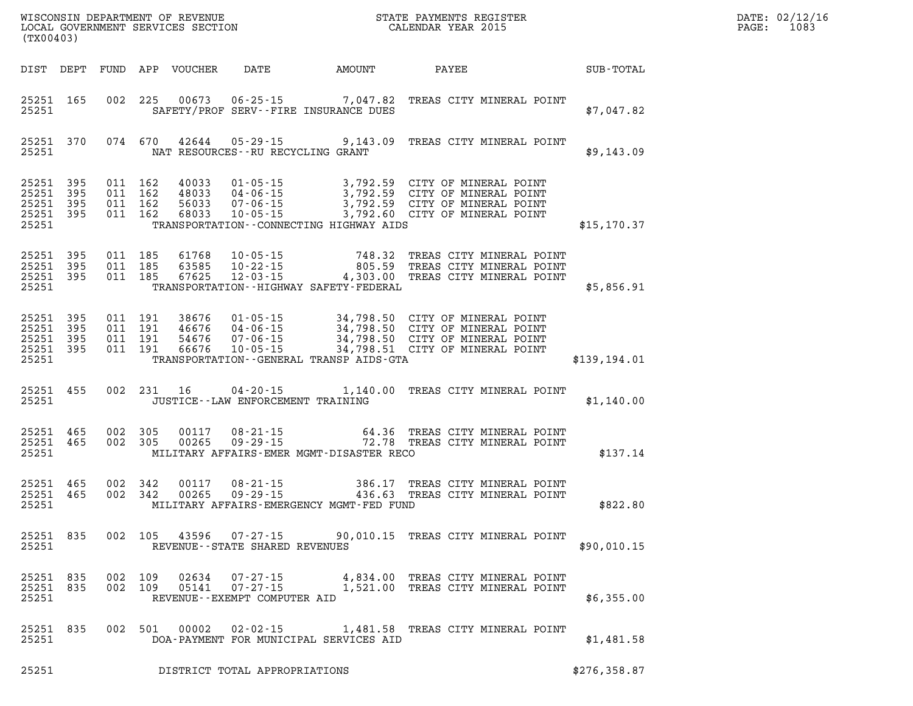WISCONSIN DEPARTMENT OF REVENUE
LOCAL GOVERNMENT SERVICES SECTION
(TX00403)

STATE PAYMENTS REGISTER
CALENDAR YEAR 2015

DATE: 02/12/16
PAGE: 1083

| DIST | DEPT | FUND | APP | VOUCHER | DATE | AMOUNT | PAYEE | SUB-TOTAL |
|---|---|---|---|---|---|---|---|---|
| 25251 | 165 | 002 | 225 | 00673 | 06-25-15 | 7,047.82 | TREAS CITY MINERAL POINT | |
| 25251 | | | | | SAFETY/PROF SERV--FIRE INSURANCE DUES | | | $7,047.82 |
| 25251 | 370 | 074 | 670 | 42644 | 05-29-15 | 9,143.09 | TREAS CITY MINERAL POINT | |
| 25251 | | | | | NAT RESOURCES--RU RECYCLING GRANT | | | $9,143.09 |
| 25251 | 395 | 011 | 162 | 40033 | 01-05-15 | 3,792.59 | CITY OF MINERAL POINT | |
| 25251 | 395 | 011 | 162 | 48033 | 04-06-15 | 3,792.59 | CITY OF MINERAL POINT | |
| 25251 | 395 | 011 | 162 | 56033 | 07-06-15 | 3,792.59 | CITY OF MINERAL POINT | |
| 25251 | 395 | 011 | 162 | 68033 | 10-05-15 | 3,792.60 | CITY OF MINERAL POINT | |
| 25251 | | | | | TRANSPORTATION--CONNECTING HIGHWAY AIDS | | | $15,170.37 |
| 25251 | 395 | 011 | 185 | 61768 | 10-05-15 | 748.32 | TREAS CITY MINERAL POINT | |
| 25251 | 395 | 011 | 185 | 63585 | 10-22-15 | 805.59 | TREAS CITY MINERAL POINT | |
| 25251 | 395 | 011 | 185 | 67625 | 12-03-15 | 4,303.00 | TREAS CITY MINERAL POINT | |
| 25251 | | | | | TRANSPORTATION--HIGHWAY SAFETY-FEDERAL | | | $5,856.91 |
| 25251 | 395 | 011 | 191 | 38676 | 01-05-15 | 34,798.50 | CITY OF MINERAL POINT | |
| 25251 | 395 | 011 | 191 | 46676 | 04-06-15 | 34,798.50 | CITY OF MINERAL POINT | |
| 25251 | 395 | 011 | 191 | 54676 | 07-06-15 | 34,798.50 | CITY OF MINERAL POINT | |
| 25251 | 395 | 011 | 191 | 66676 | 10-05-15 | 34,798.51 | CITY OF MINERAL POINT | |
| 25251 | | | | | TRANSPORTATION--GENERAL TRANSP AIDS-GTA | | | $139,194.01 |
| 25251 | 455 | 002 | 231 | 16 | 04-20-15 | 1,140.00 | TREAS CITY MINERAL POINT | |
| 25251 | | | | | JUSTICE--LAW ENFORCEMENT TRAINING | | | $1,140.00 |
| 25251 | 465 | 002 | 305 | 00117 | 08-21-15 | 64.36 | TREAS CITY MINERAL POINT | |
| 25251 | 465 | 002 | 305 | 00265 | 09-29-15 | 72.78 | TREAS CITY MINERAL POINT | |
| 25251 | | | | | MILITARY AFFAIRS-EMER MGMT-DISASTER RECO | | | $137.14 |
| 25251 | 465 | 002 | 342 | 00117 | 08-21-15 | 386.17 | TREAS CITY MINERAL POINT | |
| 25251 | 465 | 002 | 342 | 00265 | 09-29-15 | 436.63 | TREAS CITY MINERAL POINT | |
| 25251 | | | | | MILITARY AFFAIRS-EMERGENCY MGMT-FED FUND | | | $822.80 |
| 25251 | 835 | 002 | 105 | 43596 | 07-27-15 | 90,010.15 | TREAS CITY MINERAL POINT | |
| 25251 | | | | | REVENUE--STATE SHARED REVENUES | | | $90,010.15 |
| 25251 | 835 | 002 | 109 | 02634 | 07-27-15 | 4,834.00 | TREAS CITY MINERAL POINT | |
| 25251 | 835 | 002 | 109 | 05141 | 07-27-15 | 1,521.00 | TREAS CITY MINERAL POINT | |
| 25251 | | | | | REVENUE--EXEMPT COMPUTER AID | | | $6,355.00 |
| 25251 | 835 | 002 | 501 | 00002 | 02-02-15 | 1,481.58 | TREAS CITY MINERAL POINT | |
| 25251 | | | | | DOA-PAYMENT FOR MUNICIPAL SERVICES AID | | | $1,481.58 |
| 25251 | | | | | DISTRICT TOTAL APPROPRIATIONS | | | $276,358.87 |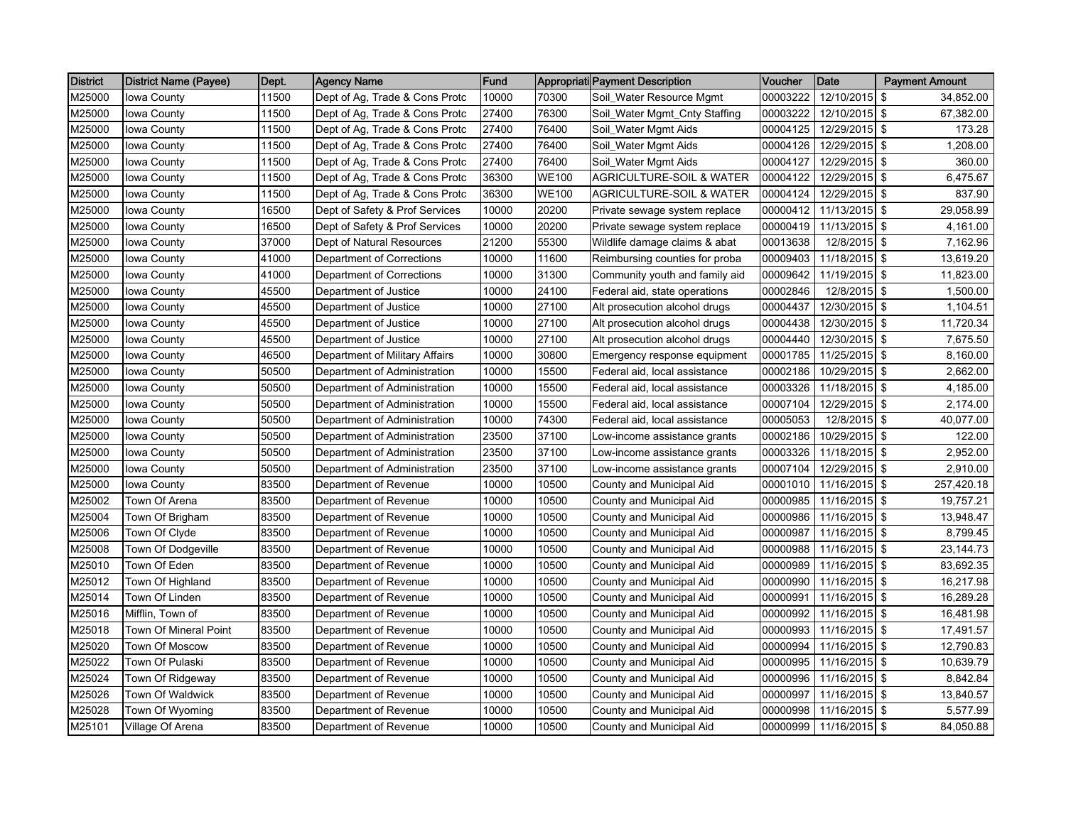| District | District Name (Payee) | Dept. | Agency Name | Fund | Appropriati | Payment Description | Voucher | Date | Payment Amount |
|---|---|---|---|---|---|---|---|---|---|
| M25000 | Iowa County | 11500 | Dept of Ag, Trade & Cons Protc | 10000 | 70300 | Soil_Water Resource Mgmt | 00003222 | 12/10/2015 | $ 34,852.00 |
| M25000 | Iowa County | 11500 | Dept of Ag, Trade & Cons Protc | 27400 | 76300 | Soil_Water Mgmt_Cnty Staffing | 00003222 | 12/10/2015 | $ 67,382.00 |
| M25000 | Iowa County | 11500 | Dept of Ag, Trade & Cons Protc | 27400 | 76400 | Soil_Water Mgmt Aids | 00004125 | 12/29/2015 | $ 173.28 |
| M25000 | Iowa County | 11500 | Dept of Ag, Trade & Cons Protc | 27400 | 76400 | Soil_Water Mgmt Aids | 00004126 | 12/29/2015 | $ 1,208.00 |
| M25000 | Iowa County | 11500 | Dept of Ag, Trade & Cons Protc | 27400 | 76400 | Soil_Water Mgmt Aids | 00004127 | 12/29/2015 | $ 360.00 |
| M25000 | Iowa County | 11500 | Dept of Ag, Trade & Cons Protc | 36300 | WE100 | AGRICULTURE-SOIL & WATER | 00004122 | 12/29/2015 | $ 6,475.67 |
| M25000 | Iowa County | 11500 | Dept of Ag, Trade & Cons Protc | 36300 | WE100 | AGRICULTURE-SOIL & WATER | 00004124 | 12/29/2015 | $ 837.90 |
| M25000 | Iowa County | 16500 | Dept of Safety & Prof Services | 10000 | 20200 | Private sewage system replace | 00000412 | 11/13/2015 | $ 29,058.99 |
| M25000 | Iowa County | 16500 | Dept of Safety & Prof Services | 10000 | 20200 | Private sewage system replace | 00000419 | 11/13/2015 | $ 4,161.00 |
| M25000 | Iowa County | 37000 | Dept of Natural Resources | 21200 | 55300 | Wildlife damage claims & abat | 00013638 | 12/8/2015 | $ 7,162.96 |
| M25000 | Iowa County | 41000 | Department of Corrections | 10000 | 11600 | Reimbursing counties for proba | 00009403 | 11/18/2015 | $ 13,619.20 |
| M25000 | Iowa County | 41000 | Department of Corrections | 10000 | 31300 | Community youth and family aid | 00009642 | 11/19/2015 | $ 11,823.00 |
| M25000 | Iowa County | 45500 | Department of Justice | 10000 | 24100 | Federal aid, state operations | 00002846 | 12/8/2015 | $ 1,500.00 |
| M25000 | Iowa County | 45500 | Department of Justice | 10000 | 27100 | Alt prosecution alcohol drugs | 00004437 | 12/30/2015 | $ 1,104.51 |
| M25000 | Iowa County | 45500 | Department of Justice | 10000 | 27100 | Alt prosecution alcohol drugs | 00004438 | 12/30/2015 | $ 11,720.34 |
| M25000 | Iowa County | 45500 | Department of Justice | 10000 | 27100 | Alt prosecution alcohol drugs | 00004440 | 12/30/2015 | $ 7,675.50 |
| M25000 | Iowa County | 46500 | Department of Military Affairs | 10000 | 30800 | Emergency response equipment | 00001785 | 11/25/2015 | $ 8,160.00 |
| M25000 | Iowa County | 50500 | Department of Administration | 10000 | 15500 | Federal aid, local assistance | 00002186 | 10/29/2015 | $ 2,662.00 |
| M25000 | Iowa County | 50500 | Department of Administration | 10000 | 15500 | Federal aid, local assistance | 00003326 | 11/18/2015 | $ 4,185.00 |
| M25000 | Iowa County | 50500 | Department of Administration | 10000 | 15500 | Federal aid, local assistance | 00007104 | 12/29/2015 | $ 2,174.00 |
| M25000 | Iowa County | 50500 | Department of Administration | 10000 | 74300 | Federal aid, local assistance | 00005053 | 12/8/2015 | $ 40,077.00 |
| M25000 | Iowa County | 50500 | Department of Administration | 23500 | 37100 | Low-income assistance grants | 00002186 | 10/29/2015 | $ 122.00 |
| M25000 | Iowa County | 50500 | Department of Administration | 23500 | 37100 | Low-income assistance grants | 00003326 | 11/18/2015 | $ 2,952.00 |
| M25000 | Iowa County | 50500 | Department of Administration | 23500 | 37100 | Low-income assistance grants | 00007104 | 12/29/2015 | $ 2,910.00 |
| M25000 | Iowa County | 83500 | Department of Revenue | 10000 | 10500 | County and Municipal Aid | 00001010 | 11/16/2015 | $ 257,420.18 |
| M25002 | Town Of Arena | 83500 | Department of Revenue | 10000 | 10500 | County and Municipal Aid | 00000985 | 11/16/2015 | $ 19,757.21 |
| M25004 | Town Of Brigham | 83500 | Department of Revenue | 10000 | 10500 | County and Municipal Aid | 00000986 | 11/16/2015 | $ 13,948.47 |
| M25006 | Town Of Clyde | 83500 | Department of Revenue | 10000 | 10500 | County and Municipal Aid | 00000987 | 11/16/2015 | $ 8,799.45 |
| M25008 | Town Of Dodgeville | 83500 | Department of Revenue | 10000 | 10500 | County and Municipal Aid | 00000988 | 11/16/2015 | $ 23,144.73 |
| M25010 | Town Of Eden | 83500 | Department of Revenue | 10000 | 10500 | County and Municipal Aid | 00000989 | 11/16/2015 | $ 83,692.35 |
| M25012 | Town Of Highland | 83500 | Department of Revenue | 10000 | 10500 | County and Municipal Aid | 00000990 | 11/16/2015 | $ 16,217.98 |
| M25014 | Town Of Linden | 83500 | Department of Revenue | 10000 | 10500 | County and Municipal Aid | 00000991 | 11/16/2015 | $ 16,289.28 |
| M25016 | Mifflin, Town of | 83500 | Department of Revenue | 10000 | 10500 | County and Municipal Aid | 00000992 | 11/16/2015 | $ 16,481.98 |
| M25018 | Town Of Mineral Point | 83500 | Department of Revenue | 10000 | 10500 | County and Municipal Aid | 00000993 | 11/16/2015 | $ 17,491.57 |
| M25020 | Town Of Moscow | 83500 | Department of Revenue | 10000 | 10500 | County and Municipal Aid | 00000994 | 11/16/2015 | $ 12,790.83 |
| M25022 | Town Of Pulaski | 83500 | Department of Revenue | 10000 | 10500 | County and Municipal Aid | 00000995 | 11/16/2015 | $ 10,639.79 |
| M25024 | Town Of Ridgeway | 83500 | Department of Revenue | 10000 | 10500 | County and Municipal Aid | 00000996 | 11/16/2015 | $ 8,842.84 |
| M25026 | Town Of Waldwick | 83500 | Department of Revenue | 10000 | 10500 | County and Municipal Aid | 00000997 | 11/16/2015 | $ 13,840.57 |
| M25028 | Town Of Wyoming | 83500 | Department of Revenue | 10000 | 10500 | County and Municipal Aid | 00000998 | 11/16/2015 | $ 5,577.99 |
| M25101 | Village Of Arena | 83500 | Department of Revenue | 10000 | 10500 | County and Municipal Aid | 00000999 | 11/16/2015 | $ 84,050.88 |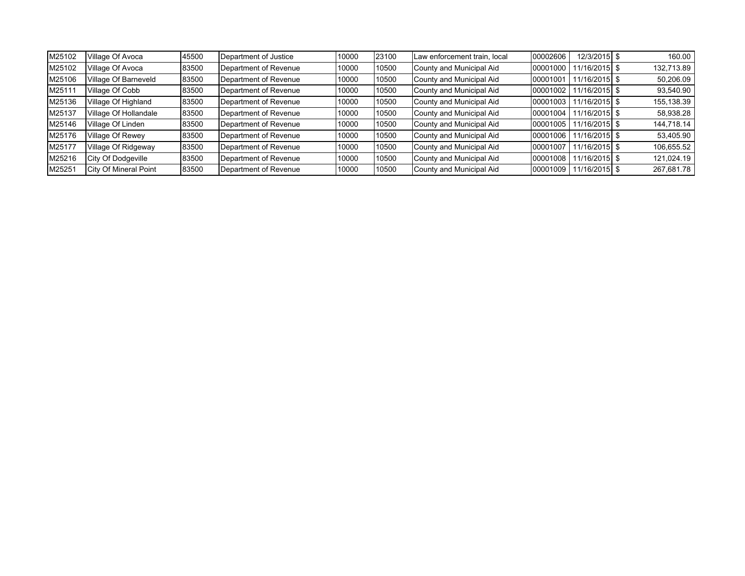| | | | | | | | | | | |
|---|---|---|---|---|---|---|---|---|---|---|
| M25102 | Village Of Avoca | 45500 | Department of Justice | 10000 | 23100 | Law enforcement train, local | 00002606 | 12/3/2015 | $ | 160.00 |
| M25102 | Village Of Avoca | 83500 | Department of Revenue | 10000 | 10500 | County and Municipal Aid | 00001000 | 11/16/2015 | $ | 132,713.89 |
| M25106 | Village Of Barneveld | 83500 | Department of Revenue | 10000 | 10500 | County and Municipal Aid | 00001001 | 11/16/2015 | $ | 50,206.09 |
| M25111 | Village Of Cobb | 83500 | Department of Revenue | 10000 | 10500 | County and Municipal Aid | 00001002 | 11/16/2015 | $ | 93,540.90 |
| M25136 | Village Of Highland | 83500 | Department of Revenue | 10000 | 10500 | County and Municipal Aid | 00001003 | 11/16/2015 | $ | 155,138.39 |
| M25137 | Village Of Hollandale | 83500 | Department of Revenue | 10000 | 10500 | County and Municipal Aid | 00001004 | 11/16/2015 | $ | 58,938.28 |
| M25146 | Village Of Linden | 83500 | Department of Revenue | 10000 | 10500 | County and Municipal Aid | 00001005 | 11/16/2015 | $ | 144,718.14 |
| M25176 | Village Of Rewey | 83500 | Department of Revenue | 10000 | 10500 | County and Municipal Aid | 00001006 | 11/16/2015 | $ | 53,405.90 |
| M25177 | Village Of Ridgeway | 83500 | Department of Revenue | 10000 | 10500 | County and Municipal Aid | 00001007 | 11/16/2015 | $ | 106,655.52 |
| M25216 | City Of Dodgeville | 83500 | Department of Revenue | 10000 | 10500 | County and Municipal Aid | 00001008 | 11/16/2015 | $ | 121,024.19 |
| M25251 | City Of Mineral Point | 83500 | Department of Revenue | 10000 | 10500 | County and Municipal Aid | 00001009 | 11/16/2015 | $ | 267,681.78 |